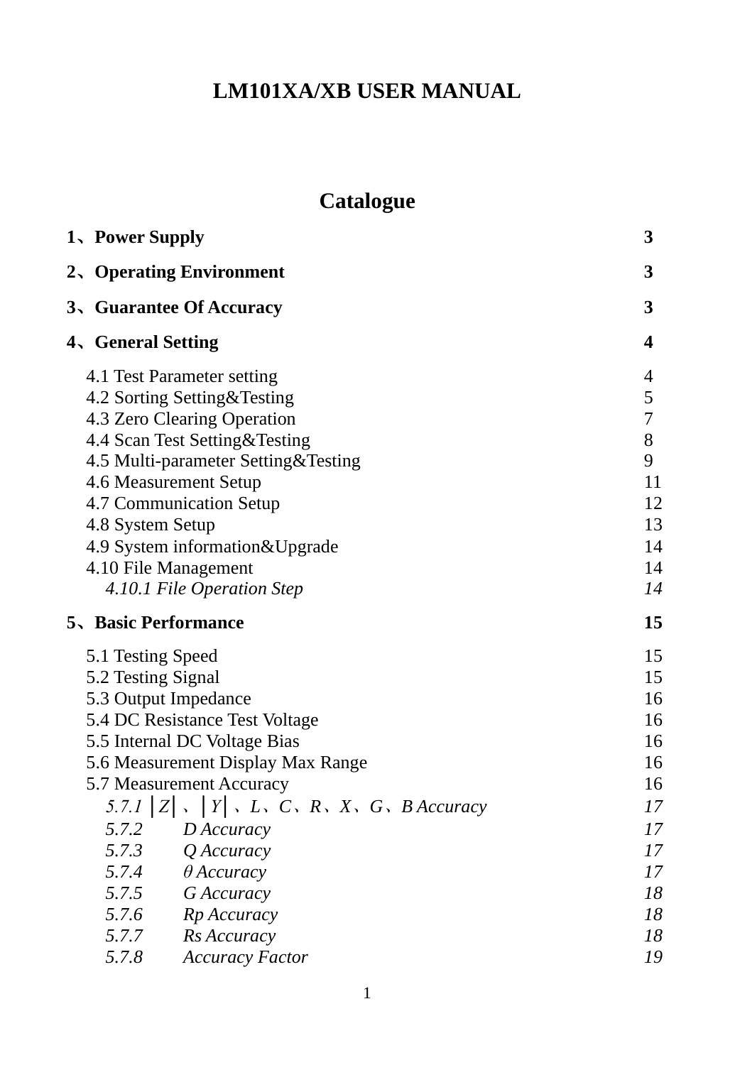# LM101XA/XB USER MANUAL

## Catalogue

**1、Power Supply** **3**

**2、Operating Environment** **3**

**3、Guarantee Of Accuracy** **3**

**4、General Setting** **4**

- 4.1 Test Parameter setting 4
- 4.2 Sorting Setting&Testing 5
- 4.3 Zero Clearing Operation 7
- 4.4 Scan Test Setting&Testing 8
- 4.5 Multi-parameter Setting&Testing 9
- 4.6 Measurement Setup 11
- 4.7 Communication Setup 12
- 4.8 System Setup 13
- 4.9 System information&Upgrade 14
- 4.10 File Management 14
  - *4.10.1 File Operation Step* *14*

**5、Basic Performance** **15**

- 5.1 Testing Speed 15
- 5.2 Testing Signal 15
- 5.3 Output Impedance 16
- 5.4 DC Resistance Test Voltage 16
- 5.5 Internal DC Voltage Bias 16
- 5.6 Measurement Display Max Range 16
- 5.7 Measurement Accuracy 16
  - *5.7.1 │Z│、│Y│、L、C、R、X、G、B Accuracy* *17*
  - *5.7.2 D Accuracy* *17*
  - *5.7.3 Q Accuracy* *17*
  - *5.7.4 θ Accuracy* *17*
  - *5.7.5 G Accuracy* *18*
  - *5.7.6 Rp Accuracy* *18*
  - *5.7.7 Rs Accuracy* *18*
  - *5.7.8 Accuracy Factor* *19*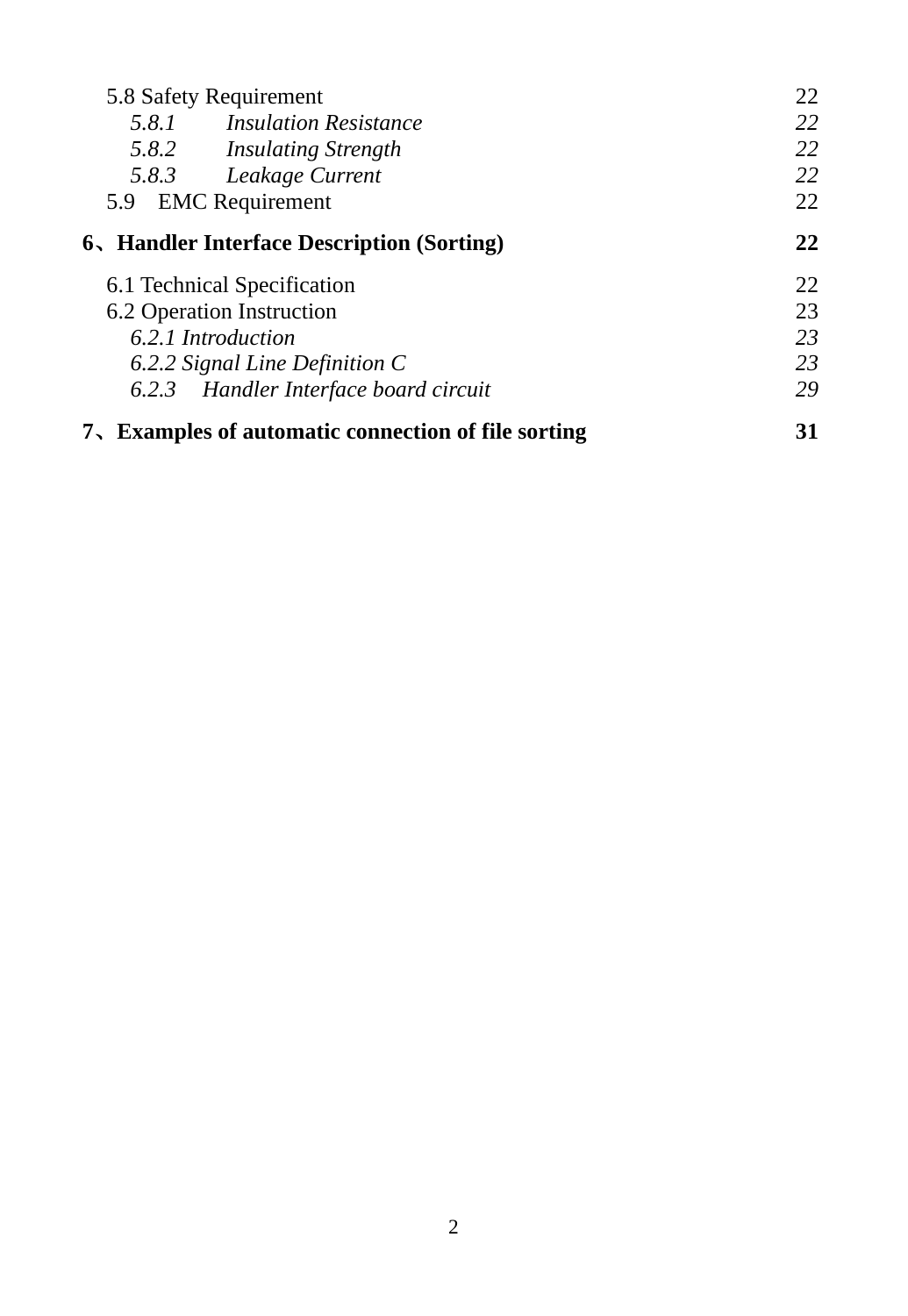5.8 Safety Requirement 22

*5.8.1 Insulation Resistance 22*

*5.8.2 Insulating Strength 22*

*5.8.3 Leakage Current 22*

5.9 EMC Requirement 22

**6、Handler Interface Description (Sorting) 22**

6.1 Technical Specification 22

6.2 Operation Instruction 23

*6.2.1 Introduction 23*

*6.2.2 Signal Line Definition C 23*

*6.2.3 Handler Interface board circuit 29*

**7、Examples of automatic connection of file sorting 31**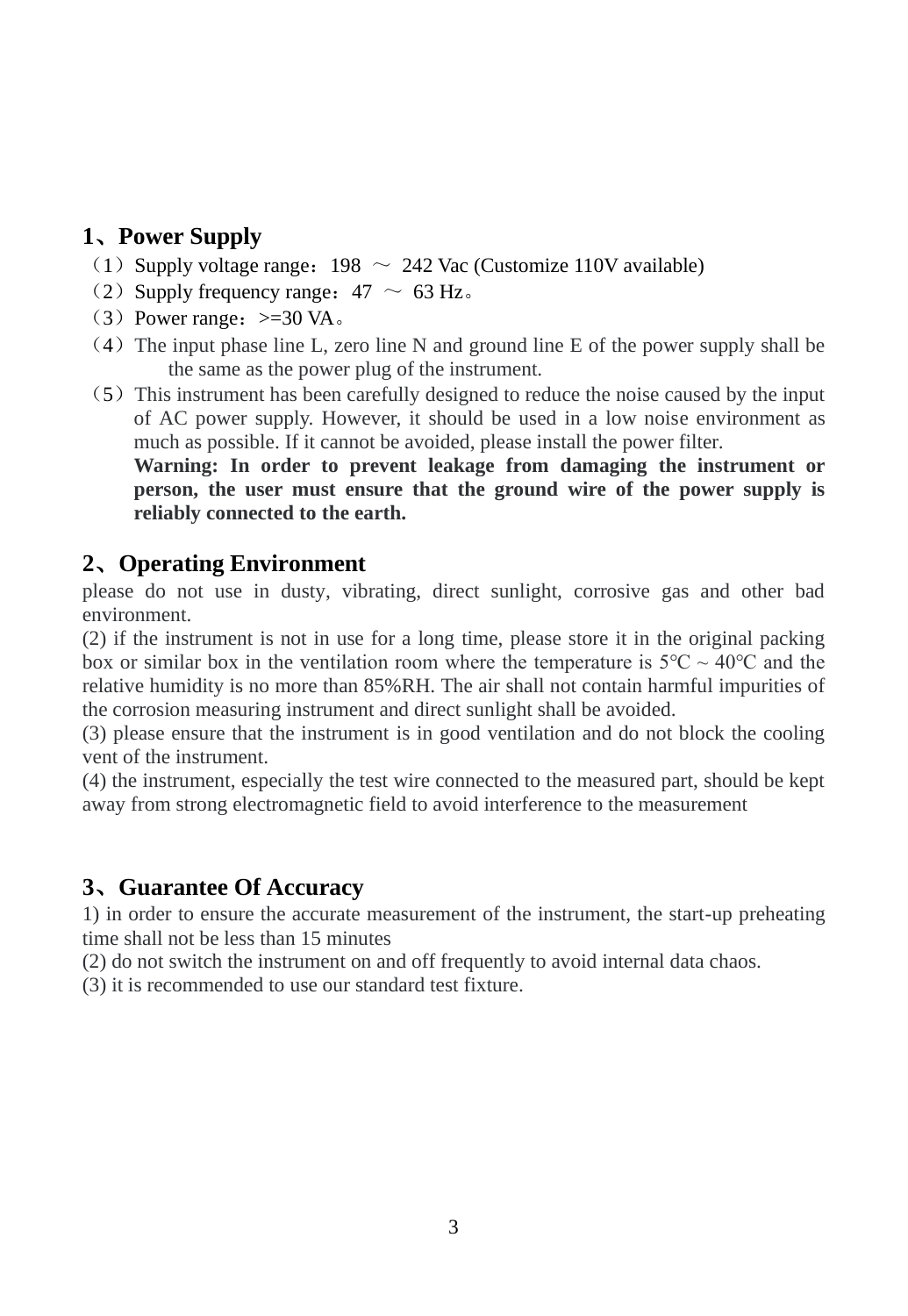## 1、Power Supply

（1）Supply voltage range：198 ～ 242 Vac (Customize 110V available)

（2）Supply frequency range：47 ～ 63 Hz。

（3）Power range：>=30 VA。

（4）The input phase line L, zero line N and ground line E of the power supply shall be the same as the power plug of the instrument.

（5）This instrument has been carefully designed to reduce the noise caused by the input of AC power supply. However, it should be used in a low noise environment as much as possible. If it cannot be avoided, please install the power filter.

**Warning: In order to prevent leakage from damaging the instrument or person, the user must ensure that the ground wire of the power supply is reliably connected to the earth.**

## 2、Operating Environment

please do not use in dusty, vibrating, direct sunlight, corrosive gas and other bad environment.

(2) if the instrument is not in use for a long time, please store it in the original packing box or similar box in the ventilation room where the temperature is 5℃ ~ 40℃ and the relative humidity is no more than 85%RH. The air shall not contain harmful impurities of the corrosion measuring instrument and direct sunlight shall be avoided.

(3) please ensure that the instrument is in good ventilation and do not block the cooling vent of the instrument.

(4) the instrument, especially the test wire connected to the measured part, should be kept away from strong electromagnetic field to avoid interference to the measurement

## 3、Guarantee Of Accuracy

1) in order to ensure the accurate measurement of the instrument, the start-up preheating time shall not be less than 15 minutes

(2) do not switch the instrument on and off frequently to avoid internal data chaos.

(3) it is recommended to use our standard test fixture.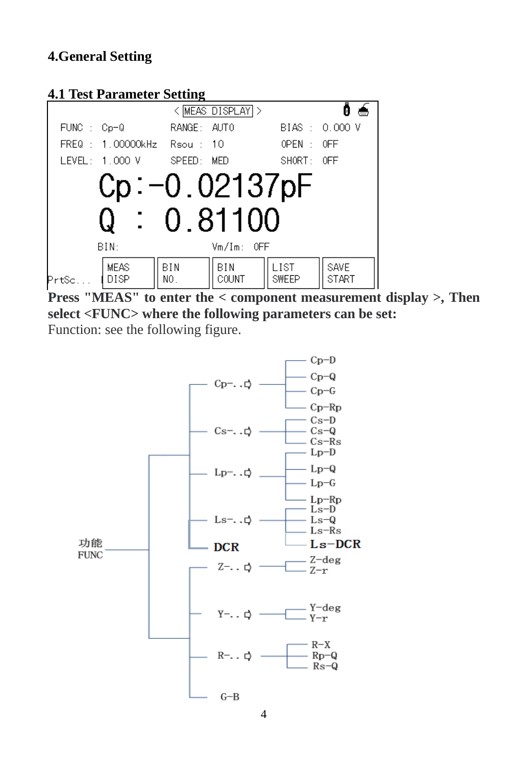## 4.General Setting

### 4.1 Test Parameter Setting

```
                    < MEAS DISPLAY >
FUNC  : Cp-Q          RANGE: AUTO       BIAS  : 0.000 V
FREQ  : 1.00000kHz    Rsou : 10         OPEN  : OFF
LEVEL : 1.000 V       SPEED: MED        SHORT : OFF

        Cp:-0.02137pF
        Q : 0.81100

        BIN:               Vm/Im: OFF
         MEAS    BIN     BIN     LIST    SAVE
PrtSc... DISP    NO.     COUNT   SWEEP   START
```

**Press "MEAS" to enter the < component measurement display >, Then select <FUNC> where the following parameters can be set:**

Function: see the following figure.

```
功能 FUNC
├── Cp-..  ── Cp-D, Cp-Q, Cp-G, Cp-Rp
├── Cs-..  ── Cs-D, Cs-Q, Cs-Rs
├── Lp-..  ── Lp-D, Lp-Q, Lp-G, Lp-Rp
├── Ls-..  ── Ls-D, Ls-Q, Ls-Rs, Ls-DCR
├── DCR
├── Z-..   ── Z-deg, Z-r
├── Y-..   ── Y-deg, Y-r
├── R-..   ── R-X, Rp-Q, Rs-Q
└── G-B
```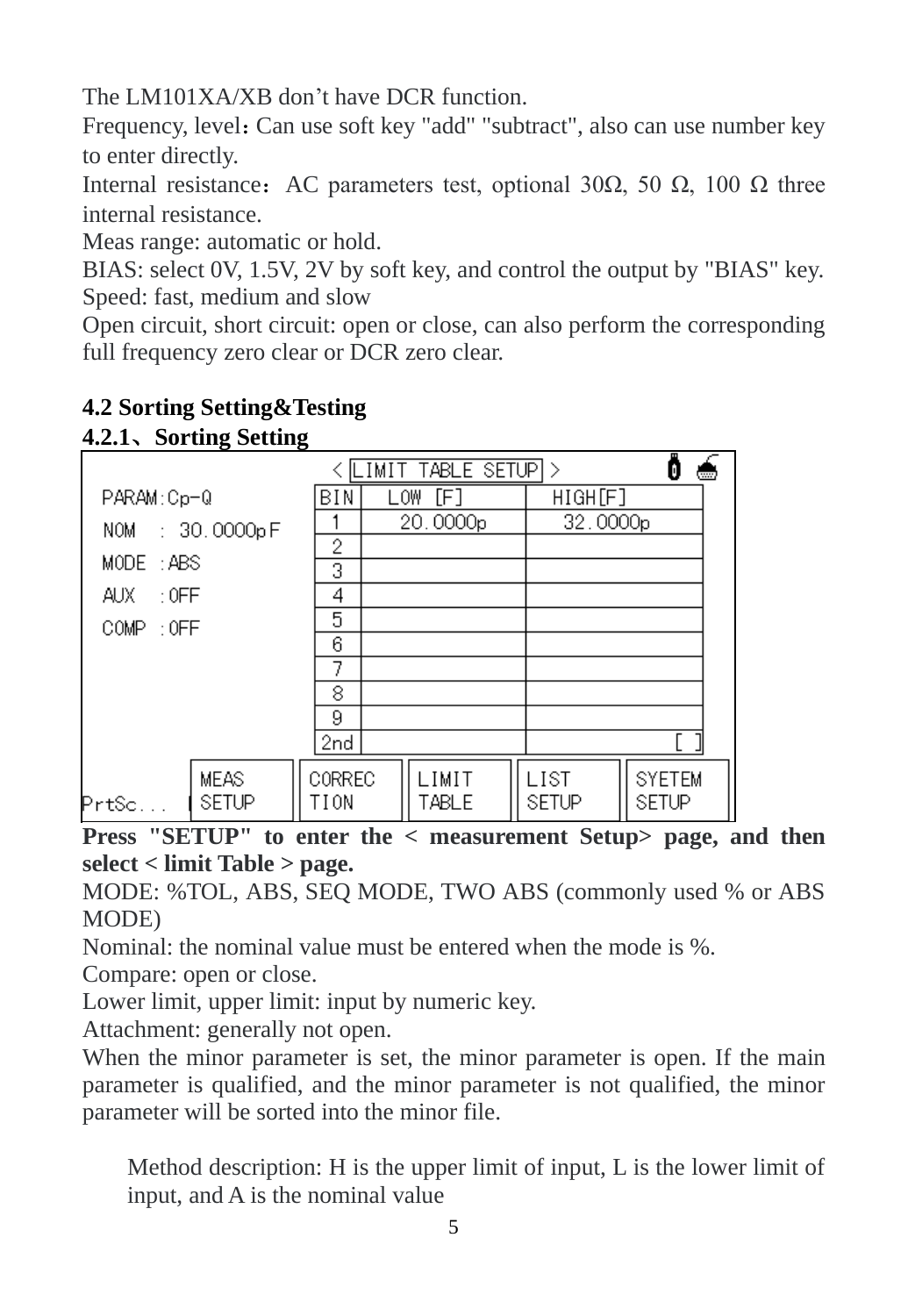The LM101XA/XB don't have DCR function.

Frequency, level：Can use soft key "add" "subtract", also can use number key to enter directly.

Internal resistance：AC parameters test, optional 30Ω, 50 Ω, 100 Ω three internal resistance.

Meas range: automatic or hold.

BIAS: select 0V, 1.5V, 2V by soft key, and control the output by "BIAS" key.

Speed: fast, medium and slow

Open circuit, short circuit: open or close, can also perform the corresponding full frequency zero clear or DCR zero clear.

**4.2 Sorting Setting&Testing**

**4.2.1、Sorting Setting**

< LIMIT TABLE SETUP >

PARAM:Cp-Q
NOM : 30.0000pF
MODE :ABS
AUX :OFF
COMP :OFF

| BIN | LOW [F] | HIGH[F] |
|---|---|---|
| 1 | 20.0000p | 32.0000p |
| 2 | | |
| 3 | | |
| 4 | | |
| 5 | | |
| 6 | | |
| 7 | | |
| 8 | | |
| 9 | | |
| 2nd | | [ ] |

PrtSc... | MEAS SETUP | CORREC TION | LIMIT TABLE | LIST SETUP | SYETEM SETUP

**Press "SETUP" to enter the < measurement Setup> page, and then select < limit Table > page.**

MODE: %TOL, ABS, SEQ MODE, TWO ABS (commonly used % or ABS MODE)

Nominal: the nominal value must be entered when the mode is %.

Compare: open or close.

Lower limit, upper limit: input by numeric key.

Attachment: generally not open.

When the minor parameter is set, the minor parameter is open. If the main parameter is qualified, and the minor parameter is not qualified, the minor parameter will be sorted into the minor file.

Method description: H is the upper limit of input, L is the lower limit of input, and A is the nominal value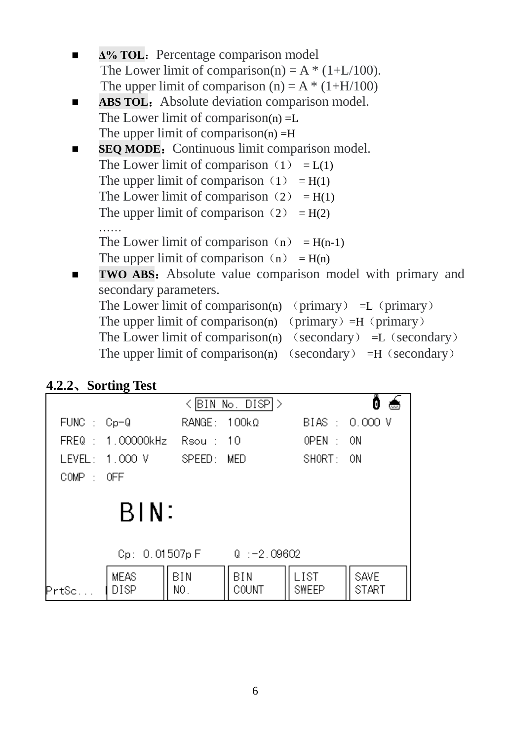- **Δ% TOL**：Percentage comparison model
  The Lower limit of comparison(n) = A * (1+L/100).
  The upper limit of comparison (n) = A * (1+H/100)
- **ABS TOL**：Absolute deviation comparison model.
  The Lower limit of comparison(n) =L
  The upper limit of comparison(n) =H
- **SEQ MODE**：Continuous limit comparison model.
  The Lower limit of comparison（1） = L(1)
  The upper limit of comparison（1） = H(1)
  The Lower limit of comparison（2） = H(1)
  The upper limit of comparison（2） = H(2)
  ……
  The Lower limit of comparison（n） = H(n-1)
  The upper limit of comparison（n） = H(n)
- **TWO ABS**：Absolute value comparison model with primary and secondary parameters.
  The Lower limit of comparison(n) （primary） =L（primary）
  The upper limit of comparison(n) （primary）=H（primary）
  The Lower limit of comparison(n) （secondary） =L（secondary）
  The upper limit of comparison(n) （secondary） =H（secondary）

**4.2.2、Sorting Test**

```
                    < BIN No. DISP >

FUNC : Cp-Q          RANGE: 100kΩ        BIAS : 0.000 V
FREQ : 1.00000kHz    Rsou : 10           OPEN : ON
LEVEL: 1.000 V       SPEED: MED          SHORT: ON
COMP : OFF

          BIN:

        Cp: 0.01507p F      Q :-2.09602

PrtSc...  MEAS   BIN   BIN    LIST   SAVE
          DISP   NO.   COUNT  SWEEP  START
```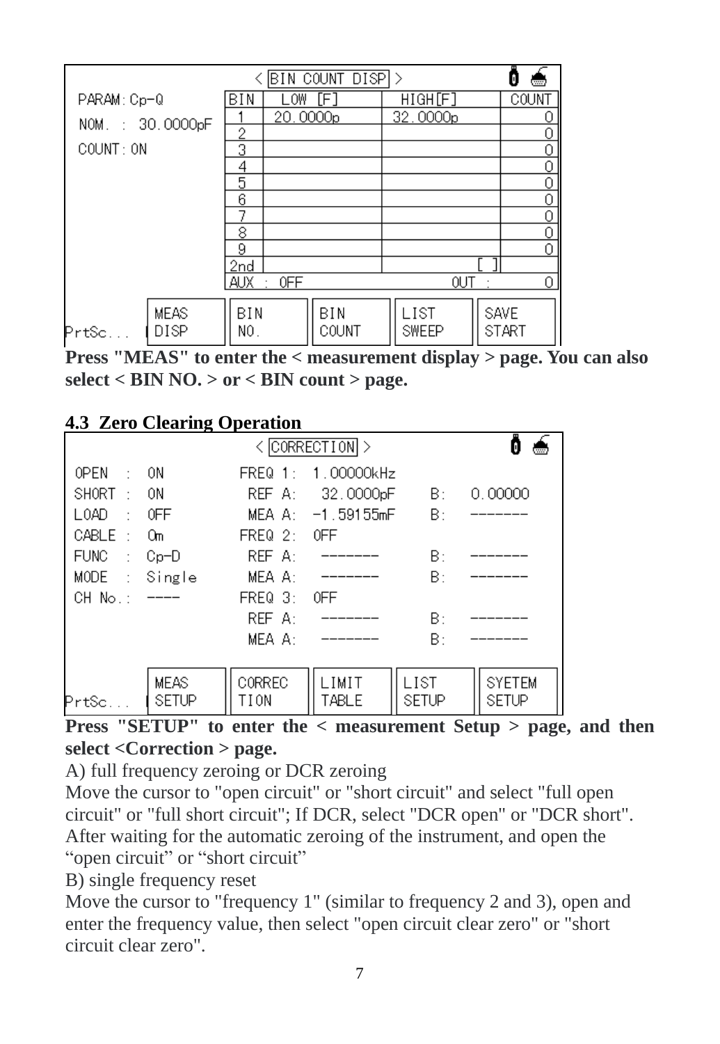< BIN COUNT DISP >

PARAM: Cp-Q

NOM. : 30.0000pF

COUNT: ON

| BIN | LOW [F] | HIGH[F] | COUNT |
| --- | --- | --- | --- |
| 1 | 20.0000p | 32.0000p | 0 |
| 2 | | | 0 |
| 3 | | | 0 |
| 4 | | | 0 |
| 5 | | | 0 |
| 6 | | | 0 |
| 7 | | | 0 |
| 8 | | | 0 |
| 9 | | | 0 |
| 2nd | | [ ] | |
| AUX : OFF | | OUT : | 0 |

PrtSc... | MEAS DISP | BIN NO. | BIN COUNT | LIST SWEEP | SAVE START

**Press "MEAS" to enter the < measurement display > page. You can also select < BIN NO. > or < BIN count > page.**

## 4.3 Zero Clearing Operation

< CORRECTION >

| | | | | | |
| --- | --- | --- | --- | --- | --- |
| OPEN : | ON | FREQ 1: | 1.00000kHz | | |
| SHORT : | ON | REF A: | 32.0000pF | B: | 0.00000 |
| LOAD : | OFF | MEA A: | -1.59155mF | B: | ------- |
| CABLE : | 0m | FREQ 2: | OFF | | |
| FUNC : | Cp-D | REF A: | ------- | B: | ------- |
| MODE : | Single | MEA A: | ------- | B: | ------- |
| CH No.: | ---- | FREQ 3: | OFF | | |
| | | REF A: | ------- | B: | ------- |
| | | MEA A: | ------- | B: | ------- |

PrtSc... | MEAS SETUP | CORREC TION | LIMIT TABLE | LIST SETUP | SYETEM SETUP

**Press "SETUP" to enter the < measurement Setup > page, and then select <Correction > page.**

A) full frequency zeroing or DCR zeroing

Move the cursor to "open circuit" or "short circuit" and select "full open circuit" or "full short circuit"; If DCR, select "DCR open" or "DCR short". After waiting for the automatic zeroing of the instrument, and open the “open circuit” or “short circuit”

B) single frequency reset

Move the cursor to "frequency 1" (similar to frequency 2 and 3), open and enter the frequency value, then select "open circuit clear zero" or "short circuit clear zero".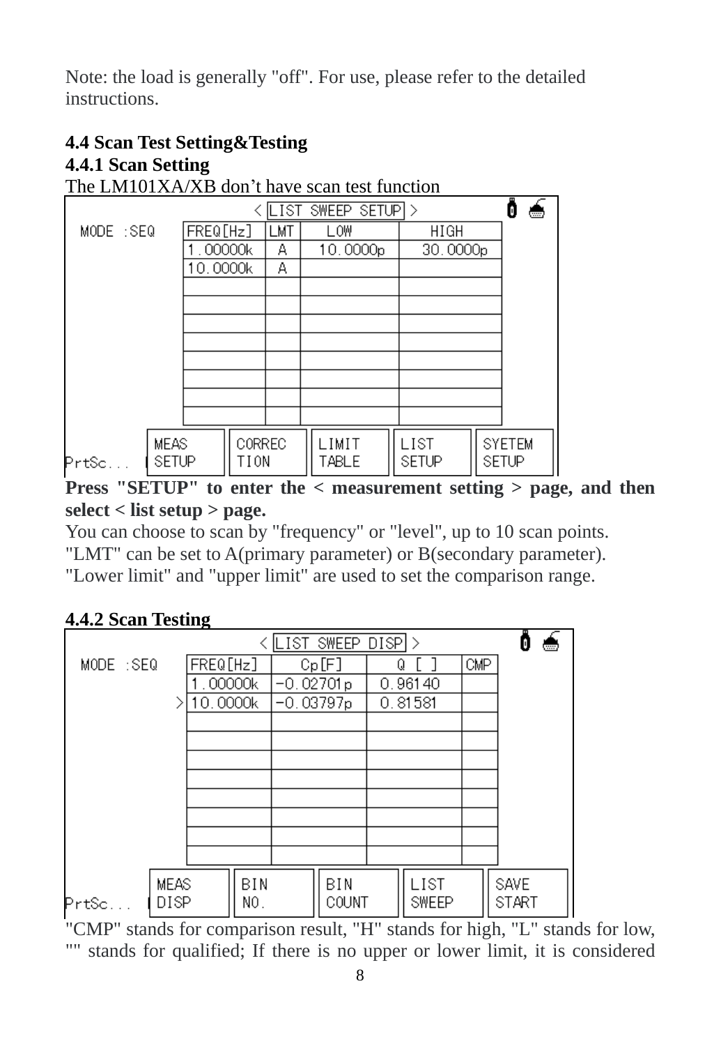Note: the load is generally "off". For use, please refer to the detailed instructions.

### 4.4 Scan Test Setting&Testing

#### 4.4.1 Scan Setting

The LM101XA/XB don't have scan test function

< LIST SWEEP SETUP >

MODE :SEQ

| FREQ[Hz] | LMT | LOW | HIGH |
|---|---|---|---|
| 1.00000k | A | 10.0000p | 30.0000p |
| 10.0000k | A | | |
| | | | |
| | | | |
| | | | |
| | | | |
| | | | |
| | | | |
| | | | |
| | | | |

PrtSc... | MEAS SETUP | CORREC TION | LIMIT TABLE | LIST SETUP | SYETEM SETUP

**Press "SETUP" to enter the < measurement setting > page, and then select < list setup > page.**

You can choose to scan by "frequency" or "level", up to 10 scan points.

"LMT" can be set to A(primary parameter) or B(secondary parameter).

"Lower limit" and "upper limit" are used to set the comparison range.

#### 4.4.2 Scan Testing

< LIST SWEEP DISP >

MODE :SEQ

| FREQ[Hz] | Cp[F] | Q [ ] | CMP |
|---|---|---|---|
| 1.00000k | -0.02701p | 0.96140 | |
| > 10.0000k | -0.03797p | 0.81581 | |
| | | | |
| | | | |
| | | | |
| | | | |
| | | | |
| | | | |
| | | | |
| | | | |

PrtSc... | MEAS DISP | BIN NO. | BIN COUNT | LIST SWEEP | SAVE START

"CMP" stands for comparison result, "H" stands for high, "L" stands for low, "" stands for qualified; If there is no upper or lower limit, it is considered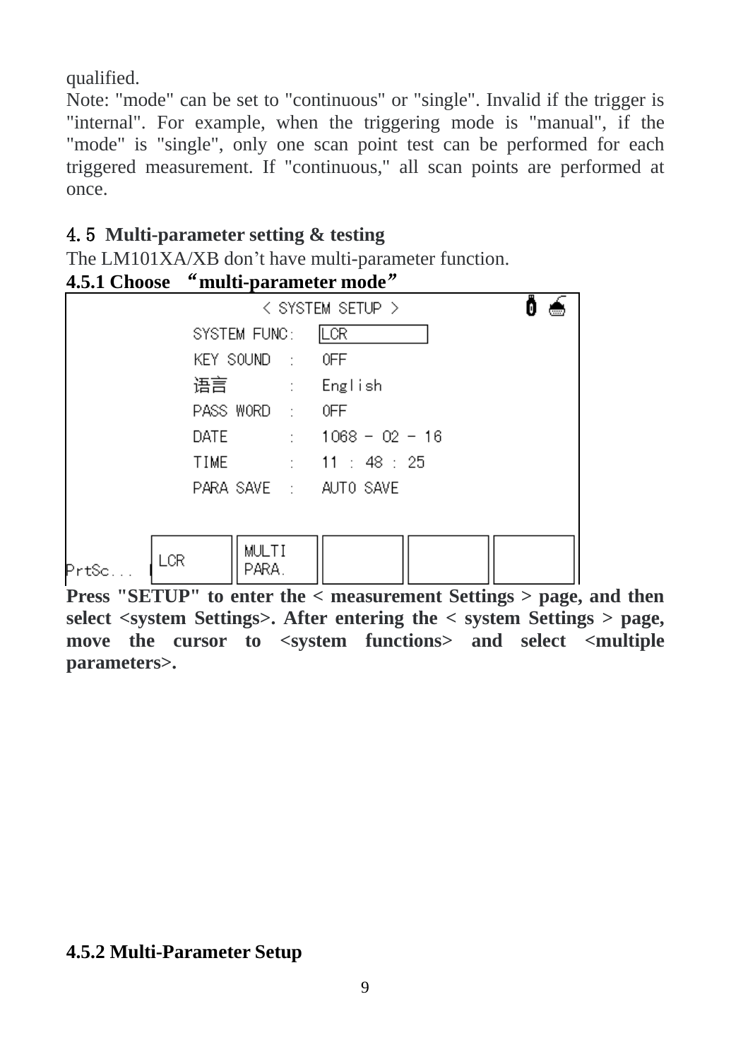qualified.

Note: "mode" can be set to "continuous" or "single". Invalid if the trigger is "internal". For example, when the triggering mode is "manual", if the "mode" is "single", only one scan point test can be performed for each triggered measurement. If "continuous," all scan points are performed at once.

## 4.5 Multi-parameter setting & testing

The LM101XA/XB don't have multi-parameter function.

### 4.5.1 Choose "multi-parameter mode"

```
< SYSTEM SETUP >
SYSTEM FUNC:   LCR
KEY SOUND  :   OFF
语言        :   English
PASS WORD  :   OFF
DATE       :   1068 - 02 - 16
TIME       :   11 : 48 : 25
PARA SAVE  :   AUTO SAVE

PrtSc...   LCR   MULTI PARA.
```

**Press "SETUP" to enter the < measurement Settings > page, and then select <system Settings>. After entering the < system Settings > page, move the cursor to <system functions> and select <multiple parameters>.**

### 4.5.2 Multi-Parameter Setup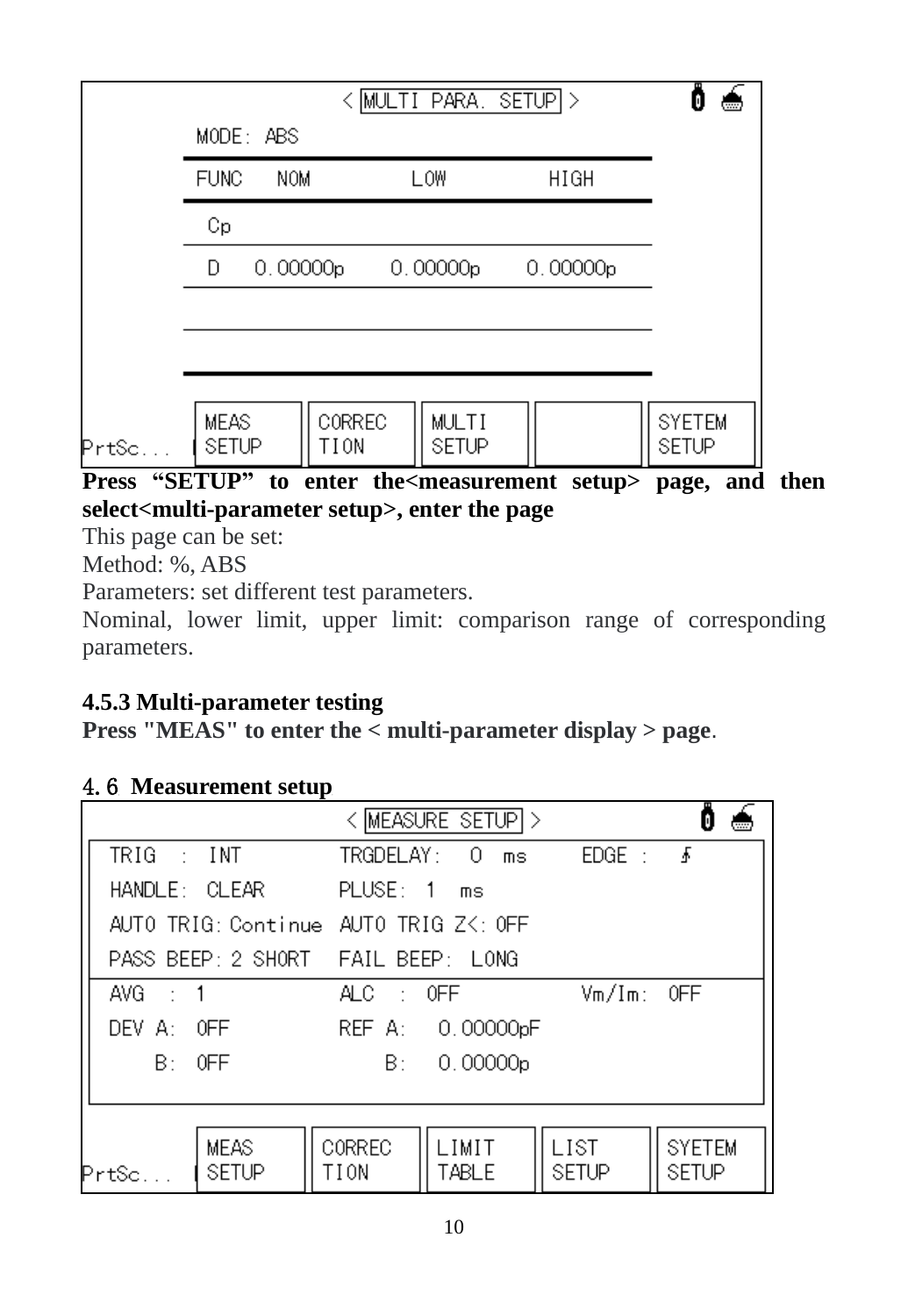| FUNC | NOM | LOW | HIGH |
|---|---|---|---|
| Cp | | | |
| D | 0.00000p | 0.00000p | 0.00000p |

< MULTI PARA. SETUP >

MODE: ABS

MEAS SETUP | CORRECTION | MULTI SETUP | | SYETEM SETUP

**Press "SETUP" to enter the<measurement setup> page, and then select<multi-parameter setup>, enter the page**

This page can be set:

Method: %, ABS

Parameters: set different test parameters.

Nominal, lower limit, upper limit: comparison range of corresponding parameters.

### 4.5.3 Multi-parameter testing

**Press "MEAS" to enter the < multi-parameter display > page**.

## 4.6 Measurement setup

< MEASURE SETUP >

```
TRIG : INT                TRGDELAY: 0 ms        EDGE :
HANDLE: CLEAR             PLUSE: 1 ms
AUTO TRIG: Continue       AUTO TRIG Z<: OFF
PASS BEEP: 2 SHORT        FAIL BEEP: LONG
AVG : 1                   ALC : OFF             Vm/Im: OFF
DEV A: OFF                REF A: 0.00000pF
    B: OFF                    B: 0.00000p
```

MEAS SETUP | CORRECTION | LIMIT TABLE | LIST SETUP | SYETEM SETUP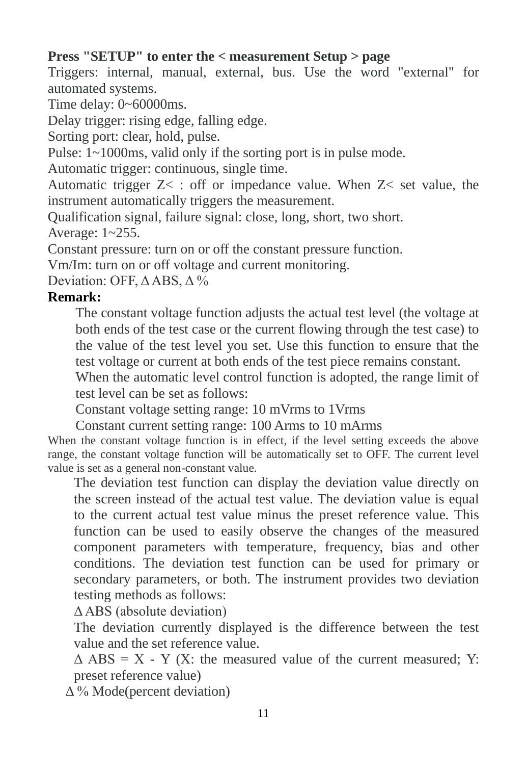**Press "SETUP" to enter the < measurement Setup > page**

Triggers: internal, manual, external, bus. Use the word "external" for automated systems.

Time delay: 0~60000ms.

Delay trigger: rising edge, falling edge.

Sorting port: clear, hold, pulse.

Pulse: 1~1000ms, valid only if the sorting port is in pulse mode.

Automatic trigger: continuous, single time.

Automatic trigger Z< : off or impedance value. When Z< set value, the instrument automatically triggers the measurement.

Qualification signal, failure signal: close, long, short, two short.

Average: 1~255.

Constant pressure: turn on or off the constant pressure function.

Vm/Im: turn on or off voltage and current monitoring.

Deviation: OFF, ΔABS, Δ%

**Remark:**

The constant voltage function adjusts the actual test level (the voltage at both ends of the test case or the current flowing through the test case) to the value of the test level you set. Use this function to ensure that the test voltage or current at both ends of the test piece remains constant.

When the automatic level control function is adopted, the range limit of test level can be set as follows:

Constant voltage setting range: 10 mVrms to 1Vrms

Constant current setting range: 100 Arms to 10 mArms

When the constant voltage function is in effect, if the level setting exceeds the above range, the constant voltage function will be automatically set to OFF. The current level value is set as a general non-constant value.

The deviation test function can display the deviation value directly on the screen instead of the actual test value. The deviation value is equal to the current actual test value minus the preset reference value. This function can be used to easily observe the changes of the measured component parameters with temperature, frequency, bias and other conditions. The deviation test function can be used for primary or secondary parameters, or both. The instrument provides two deviation testing methods as follows:

ΔABS (absolute deviation)

The deviation currently displayed is the difference between the test value and the set reference value.

$\Delta ABS = X - Y$ (X: the measured value of the current measured; Y: preset reference value)

Δ% Mode(percent deviation)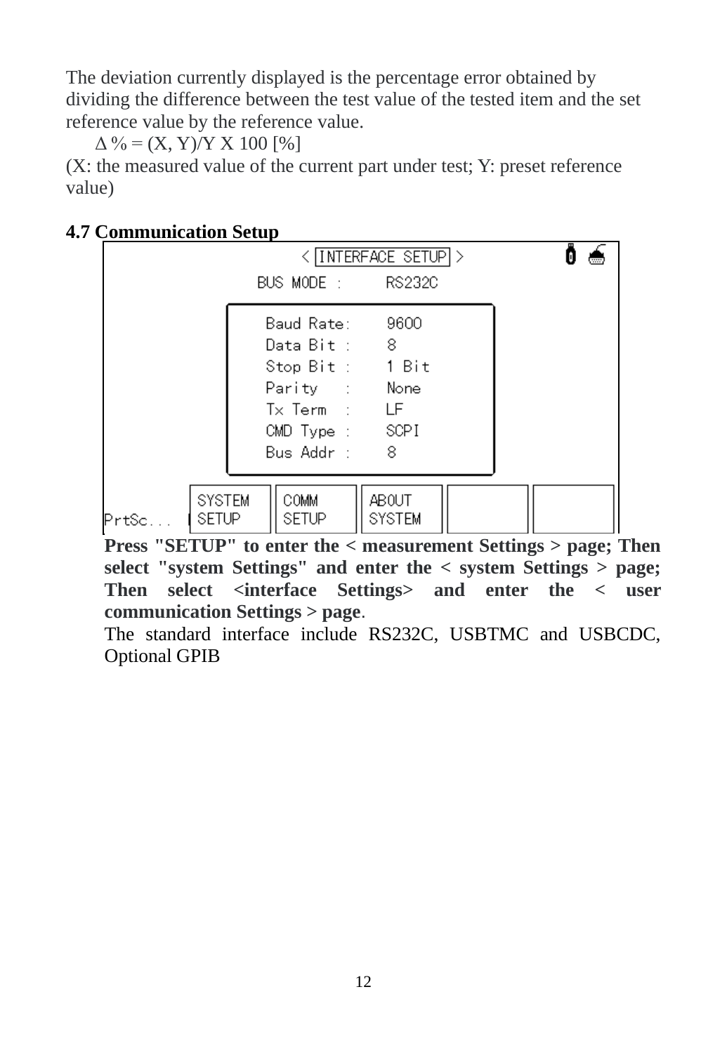The deviation currently displayed is the percentage error obtained by dividing the difference between the test value of the tested item and the set reference value by the reference value.

$\Delta\,\% = (X, Y)/Y \times 100\ [\%]$

(X: the measured value of the current part under test; Y: preset reference value)

**4.7 Communication Setup**

< INTERFACE SETUP >

BUS MODE : RS232C

| | |
|---|---|
| Baud Rate: | 9600 |
| Data Bit : | 8 |
| Stop Bit : | 1 Bit |
| Parity : | None |
| Tx Term : | LF |
| CMD Type : | SCPI |
| Bus Addr : | 8 |

PrtSc... | SYSTEM SETUP | COMM SETUP | ABOUT SYSTEM

**Press "SETUP" to enter the < measurement Settings > page; Then select "system Settings" and enter the < system Settings > page; Then select <interface Settings> and enter the < user communication Settings > page**.

The standard interface include RS232C, USBTMC and USBCDC, Optional GPIB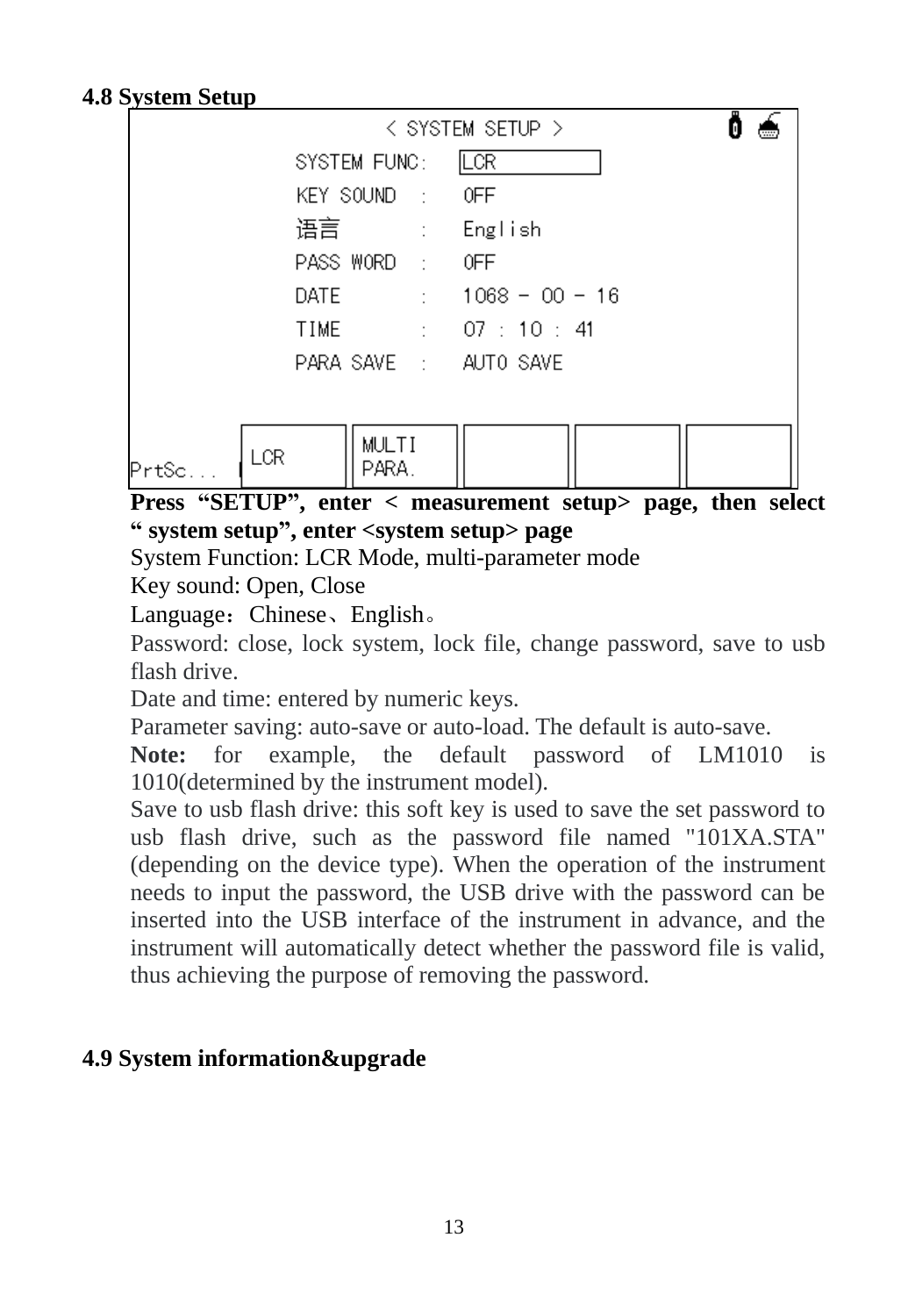## 4.8 System Setup

```
< SYSTEM SETUP >
SYSTEM FUNC:  LCR
KEY SOUND  :  OFF
语言       :  English
PASS WORD  :  OFF
DATE       :  1068 - 00 - 16
TIME       :  07 : 10 : 41
PARA SAVE  :  AUTO SAVE

PrtSc...  | LCR | MULTI PARA. |  |  |  |
```

**Press "SETUP", enter < measurement setup> page, then select " system setup", enter <system setup> page**

System Function: LCR Mode, multi-parameter mode

Key sound: Open, Close

Language：Chinese、English。

Password: close, lock system, lock file, change password, save to usb flash drive.

Date and time: entered by numeric keys.

Parameter saving: auto-save or auto-load. The default is auto-save.

**Note:** for example, the default password of LM1010 is 1010(determined by the instrument model).

Save to usb flash drive: this soft key is used to save the set password to usb flash drive, such as the password file named "101XA.STA" (depending on the device type). When the operation of the instrument needs to input the password, the USB drive with the password can be inserted into the USB interface of the instrument in advance, and the instrument will automatically detect whether the password file is valid, thus achieving the purpose of removing the password.

## 4.9 System information&upgrade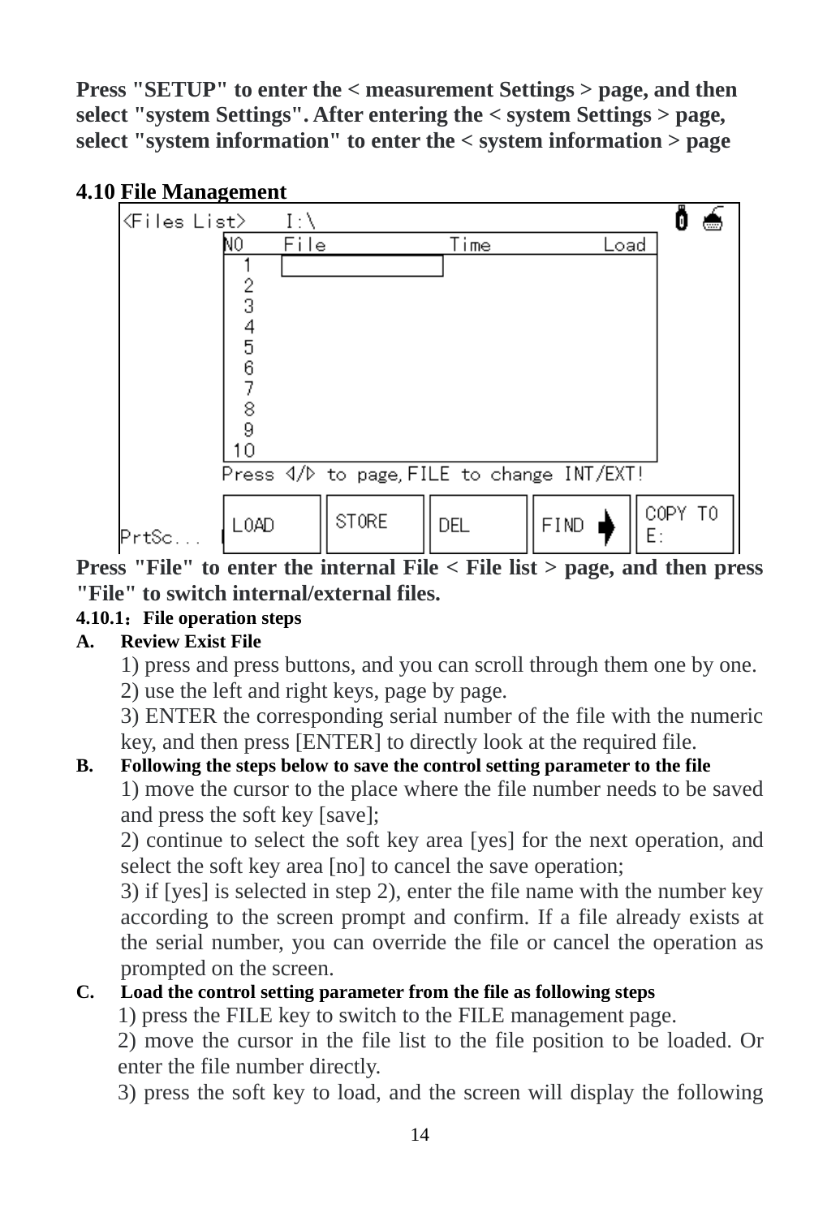**Press "SETUP" to enter the < measurement Settings > page, and then select "system Settings". After entering the < system Settings > page, select "system information" to enter the < system information > page**

## 4.10 File Management

```
<Files List>    I:\
        NO   File        Time        Load
         1
         2
         3
         4
         5
         6
         7
         8
         9
        10
        Press ◁/▷ to page, FILE to change INT/EXT!
        LOAD   STORE   DEL   FIND ➜   COPY TO E:
PrtSc...
```

**Press "File" to enter the internal File < File list > page, and then press "File" to switch internal/external files.**

### 4.10.1：File operation steps

**A. Review Exist File**

1) press and press buttons, and you can scroll through them one by one.
2) use the left and right keys, page by page.
3) ENTER the corresponding serial number of the file with the numeric key, and then press [ENTER] to directly look at the required file.

**B. Following the steps below to save the control setting parameter to the file**

1) move the cursor to the place where the file number needs to be saved and press the soft key [save];
2) continue to select the soft key area [yes] for the next operation, and select the soft key area [no] to cancel the save operation;
3) if [yes] is selected in step 2), enter the file name with the number key according to the screen prompt and confirm. If a file already exists at the serial number, you can override the file or cancel the operation as prompted on the screen.

**C. Load the control setting parameter from the file as following steps**

1) press the FILE key to switch to the FILE management page.
2) move the cursor in the file list to the file position to be loaded. Or enter the file number directly.
3) press the soft key to load, and the screen will display the following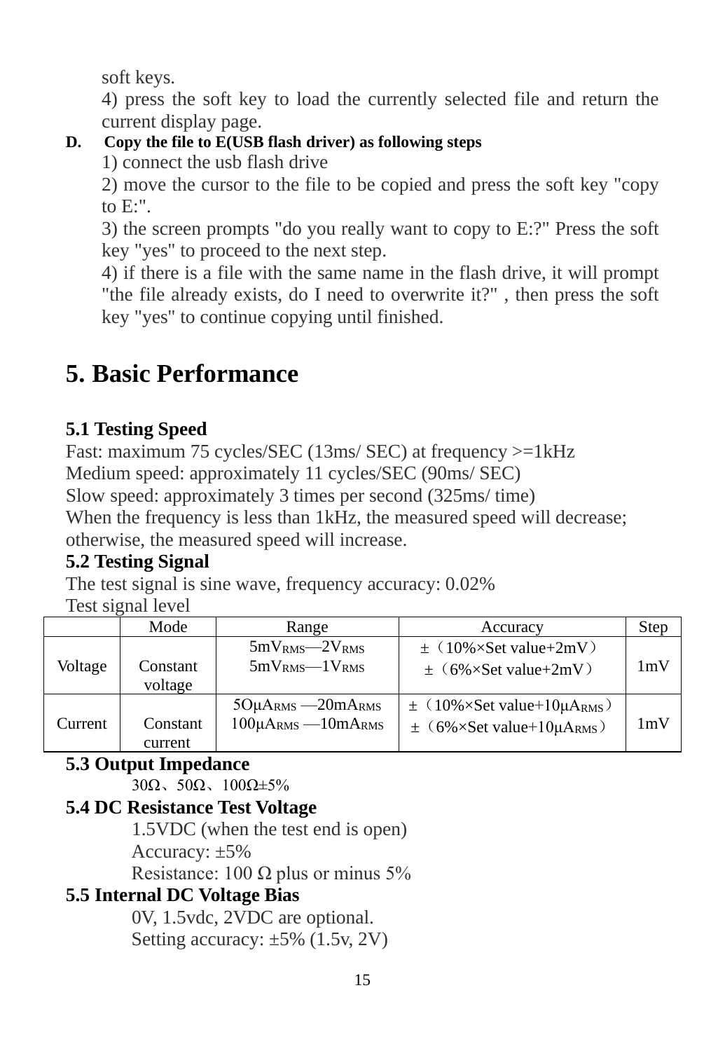soft keys.

4) press the soft key to load the currently selected file and return the current display page.

**D. Copy the file to E(USB flash driver) as following steps**

1) connect the usb flash drive

2) move the cursor to the file to be copied and press the soft key "copy to E:".

3) the screen prompts "do you really want to copy to E:?" Press the soft key "yes" to proceed to the next step.

4) if there is a file with the same name in the flash drive, it will prompt "the file already exists, do I need to overwrite it?" , then press the soft key "yes" to continue copying until finished.

# 5. Basic Performance

## 5.1 Testing Speed

Fast: maximum 75 cycles/SEC (13ms/ SEC) at frequency >=1kHz
Medium speed: approximately 11 cycles/SEC (90ms/ SEC)
Slow speed: approximately 3 times per second (325ms/ time)
When the frequency is less than 1kHz, the measured speed will decrease; otherwise, the measured speed will increase.

## 5.2 Testing Signal

The test signal is sine wave, frequency accuracy: 0.02%
Test signal level

| | Mode | Range | Accuracy | Step |
|---|---|---|---|---|
| Voltage | Constant voltage | $5mV_{RMS}$—$2V_{RMS}$<br>$5mV_{RMS}$—$1V_{RMS}$ | ±（10%×Set value+2mV）<br>±（6%×Set value+2mV） | 1mV |
| Current | Constant current | 5Oμ$A_{RMS}$ —20m$A_{RMS}$<br>100μ$A_{RMS}$ —10m$A_{RMS}$ | ±（10%×Set value+10μ$A_{RMS}$）<br>±（6%×Set value+10μ$A_{RMS}$） | 1mV |

## 5.3 Output Impedance

30Ω、50Ω、100Ω±5%

## 5.4 DC Resistance Test Voltage

1.5VDC (when the test end is open)
Accuracy: ±5%
Resistance: 100 Ω plus or minus 5%

## 5.5 Internal DC Voltage Bias

0V, 1.5vdc, 2VDC are optional.
Setting accuracy: ±5% (1.5v, 2V)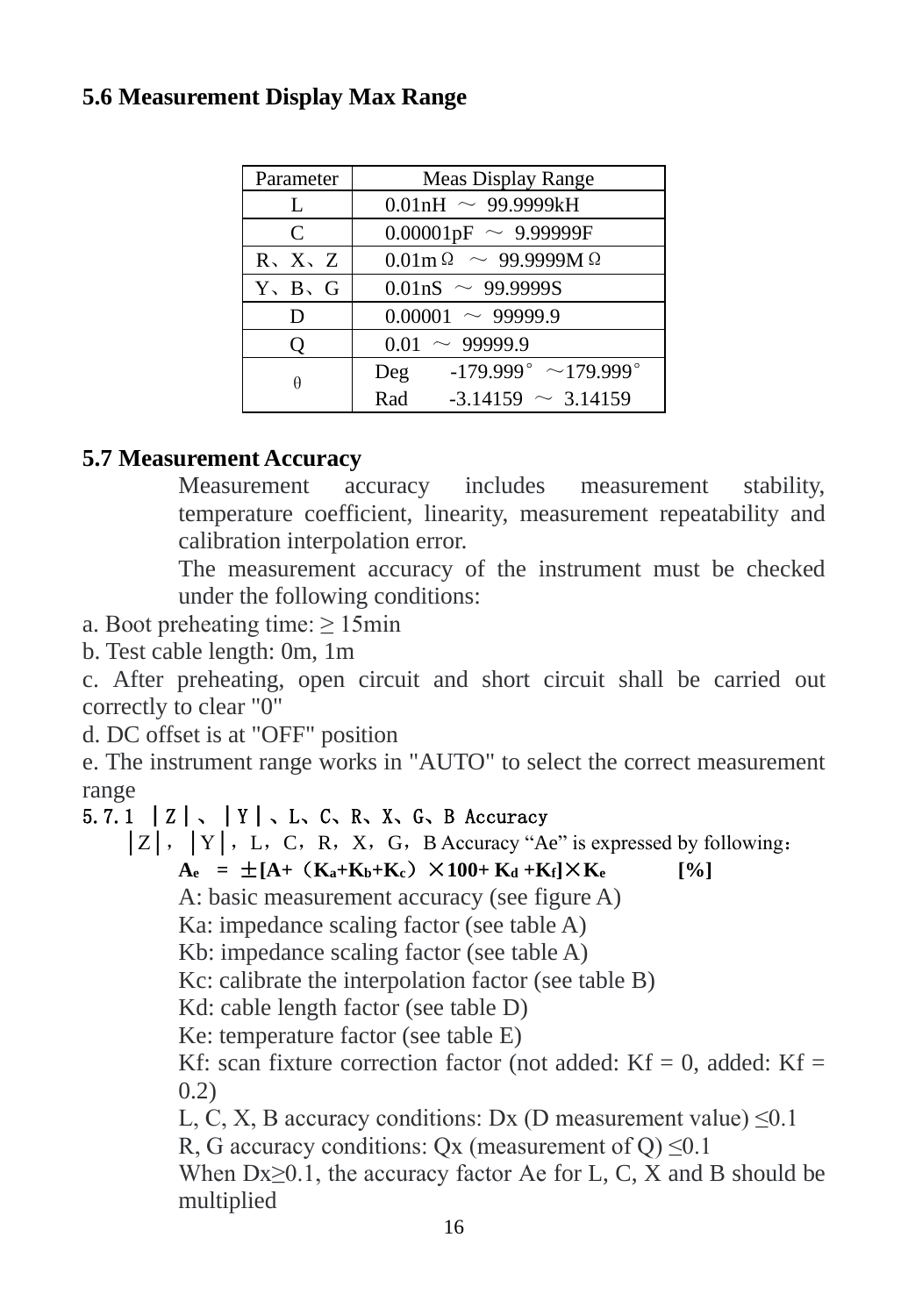## 5.6 Measurement Display Max Range

| Parameter | Meas Display Range |
|---|---|
| L | 0.01nH ～ 99.9999kH |
| C | 0.00001pF ～ 9.99999F |
| R、X、Z | 0.01mΩ ～ 99.9999MΩ |
| Y、B、G | 0.01nS ～ 99.9999S |
| D | 0.00001 ～ 99999.9 |
| Q | 0.01 ～ 99999.9 |
| θ | Deg -179.999° ～179.999°<br>Rad -3.14159 ～ 3.14159 |

## 5.7 Measurement Accuracy

Measurement accuracy includes measurement stability, temperature coefficient, linearity, measurement repeatability and calibration interpolation error.

The measurement accuracy of the instrument must be checked under the following conditions:

a. Boot preheating time: ≥ 15min

b. Test cable length: 0m, 1m

c. After preheating, open circuit and short circuit shall be carried out correctly to clear "0"

d. DC offset is at "OFF" position

e. The instrument range works in "AUTO" to select the correct measurement range

### 5.7.1 |Z|、|Y|、L、C、R、X、G、B Accuracy

|Z|，|Y|，L，C，R，X，G，B Accuracy "Ae" is expressed by following：

$$A_e = \pm[A+(K_a+K_b+K_c)\times 100+K_d+K_f]\times K_e \quad [\%]$$

A: basic measurement accuracy (see figure A)

Ka: impedance scaling factor (see table A)

Kb: impedance scaling factor (see table A)

Kc: calibrate the interpolation factor (see table B)

Kd: cable length factor (see table D)

Ke: temperature factor (see table E)

Kf: scan fixture correction factor (not added: Kf = 0, added: Kf = 0.2)

L, C, X, B accuracy conditions: Dx (D measurement value) ≤0.1

R, G accuracy conditions: Qx (measurement of Q) ≤0.1

When Dx≥0.1, the accuracy factor Ae for L, C, X and B should be multiplied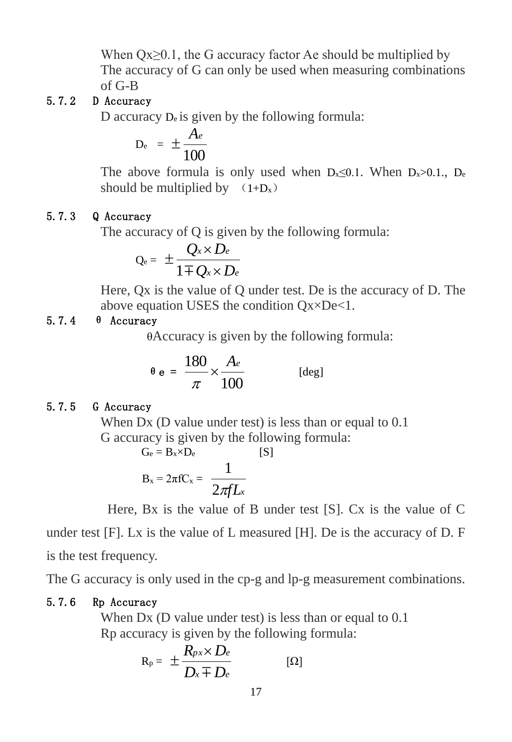When Qx≥0.1, the G accuracy factor Ae should be multiplied by
The accuracy of G can only be used when measuring combinations of G-B

### 5.7.2 D Accuracy

D accuracy $D_e$ is given by the following formula:

$$D_e = \pm \frac{A_e}{100}$$

The above formula is only used when $D_x \leq 0.1$. When $D_x > 0.1$., $D_e$ should be multiplied by （$1+D_x$）

### 5.7.3 Q Accuracy

The accuracy of Q is given by the following formula:

$$Q_e = \pm \frac{Q_x \times D_e}{1 \mp Q_x \times D_e}$$

Here, Qx is the value of Q under test. De is the accuracy of D. The above equation USES the condition Qx×De<1.

### 5.7.4 θ Accuracy

θAccuracy is given by the following formula:

$$\theta e = \frac{180}{\pi} \times \frac{A_e}{100} \qquad \text{[deg]}$$

### 5.7.5 G Accuracy

When Dx (D value under test) is less than or equal to 0.1
G accuracy is given by the following formula:

$$G_e = B_x \times D_e \qquad \text{[S]}$$

$$B_x = 2\pi f C_x = \frac{1}{2\pi f L_x}$$

Here, Bx is the value of B under test [S]. Cx is the value of C under test [F]. Lx is the value of L measured [H]. De is the accuracy of D. F is the test frequency.

The G accuracy is only used in the cp-g and lp-g measurement combinations.

### 5.7.6 Rp Accuracy

When Dx (D value under test) is less than or equal to 0.1
Rp accuracy is given by the following formula:

$$R_p = \pm \frac{R_{px} \times D_e}{D_x \mp D_e} \qquad [\Omega]$$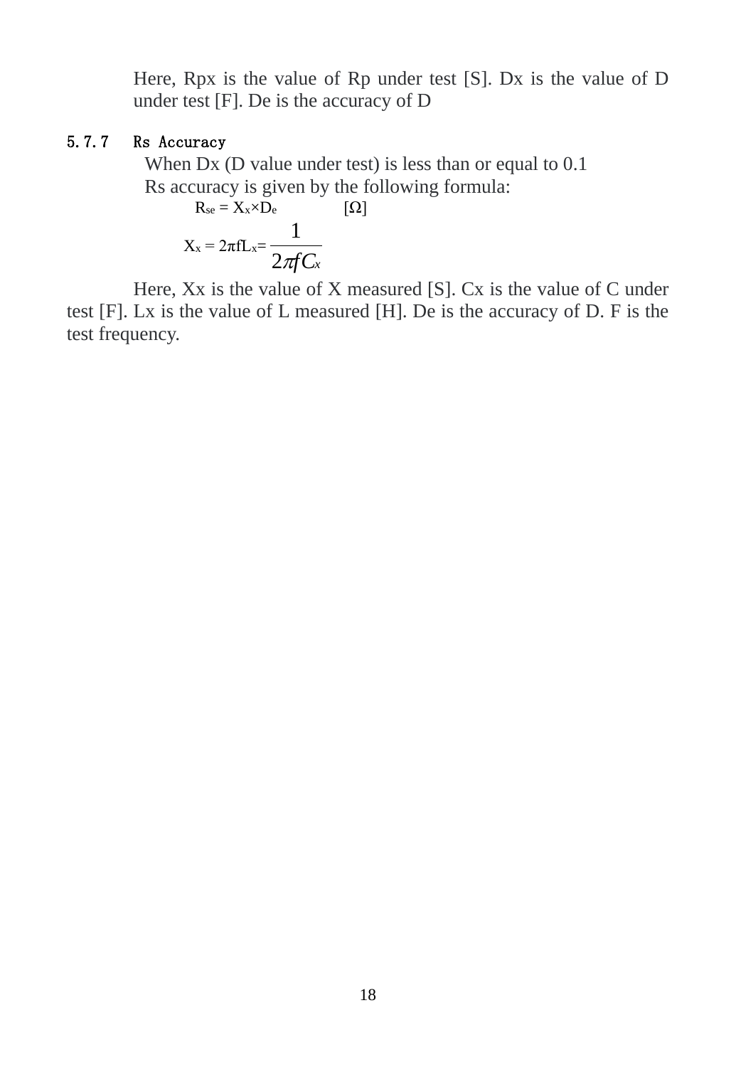Here, Rpx is the value of Rp under test [S]. Dx is the value of D under test [F]. De is the accuracy of D

### 5.7.7 Rs Accuracy

When Dx (D value under test) is less than or equal to 0.1

Rs accuracy is given by the following formula:

$$R_{se} = X_x \times D_e \qquad [\Omega]$$

$$X_x = 2\pi f L_x = \frac{1}{2\pi f C_x}$$

Here, Xx is the value of X measured [S]. Cx is the value of C under test [F]. Lx is the value of L measured [H]. De is the accuracy of D. F is the test frequency.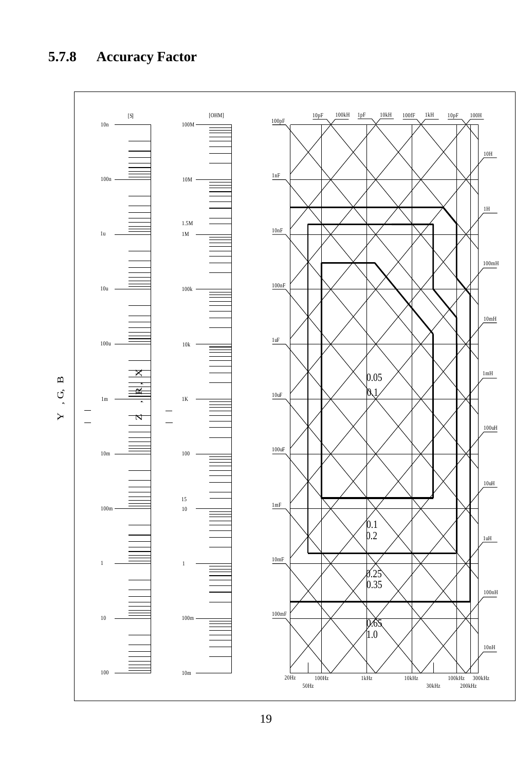### 5.7.8 Accuracy Factor

|Y|, G, B [S]: 10n, 100n, 1u, 10u, 100u, 1m, 10m, 100m, 1, 10, 100

|Z|, R, X [OHM]: 100M, 10M, 1.5M, 1M, 100k, 10k, 1K, 100, 15, 10, 1, 100m, 10m

Capacitance: 100pF, 1nF, 10nF, 100nF, 1uF, 10uF, 100uF, 1mF, 10mF, 100mF

Inductance: 100H, 10H, 1H, 100mH, 10mH, 1mH, 100uH, 10uH, 1uH, 100nH, 10nH

Top labels: 10pF, 100kH, 1pF, 10kH, 100fF, 1kH, 10pF, 100H

Frequency: 20Hz, 50Hz, 100Hz, 1kHz, 10kHz, 30kHz, 100kHz, 200kHz, 300kHz

Accuracy regions: 0.05 / 0.1; 0.1 / 0.2; 0.25 / 0.35; 0.65 / 1.0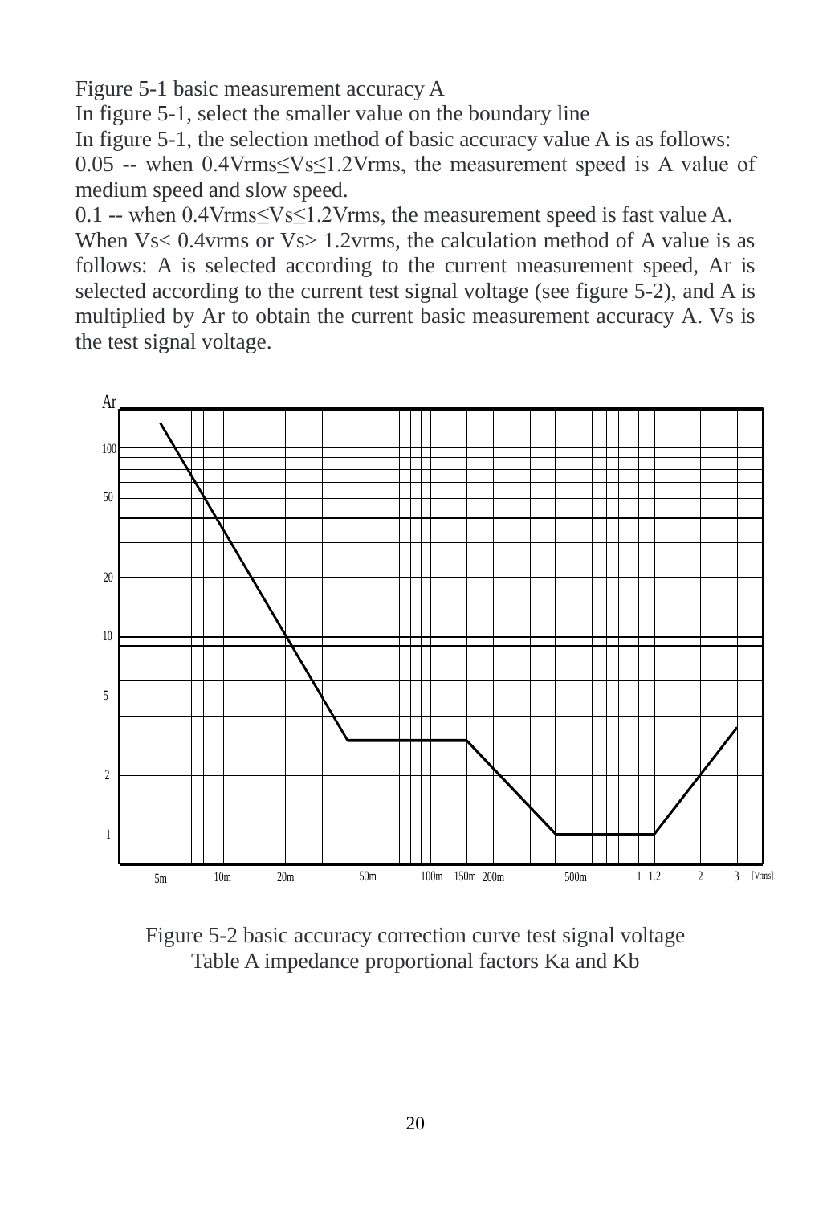Figure 5-1 basic measurement accuracy A

In figure 5-1, select the smaller value on the boundary line

In figure 5-1, the selection method of basic accuracy value A is as follows:

0.05 -- when 0.4Vrms≤Vs≤1.2Vrms, the measurement speed is A value of medium speed and slow speed.

0.1 -- when 0.4Vrms≤Vs≤1.2Vrms, the measurement speed is fast value A.

When Vs< 0.4vrms or Vs> 1.2vrms, the calculation method of A value is as follows: A is selected according to the current measurement speed, Ar is selected according to the current test signal voltage (see figure 5-2), and A is multiplied by Ar to obtain the current basic measurement accuracy A. Vs is the test signal voltage.

Figure 5-2 basic accuracy correction curve test signal voltage

Table A impedance proportional factors Ka and Kb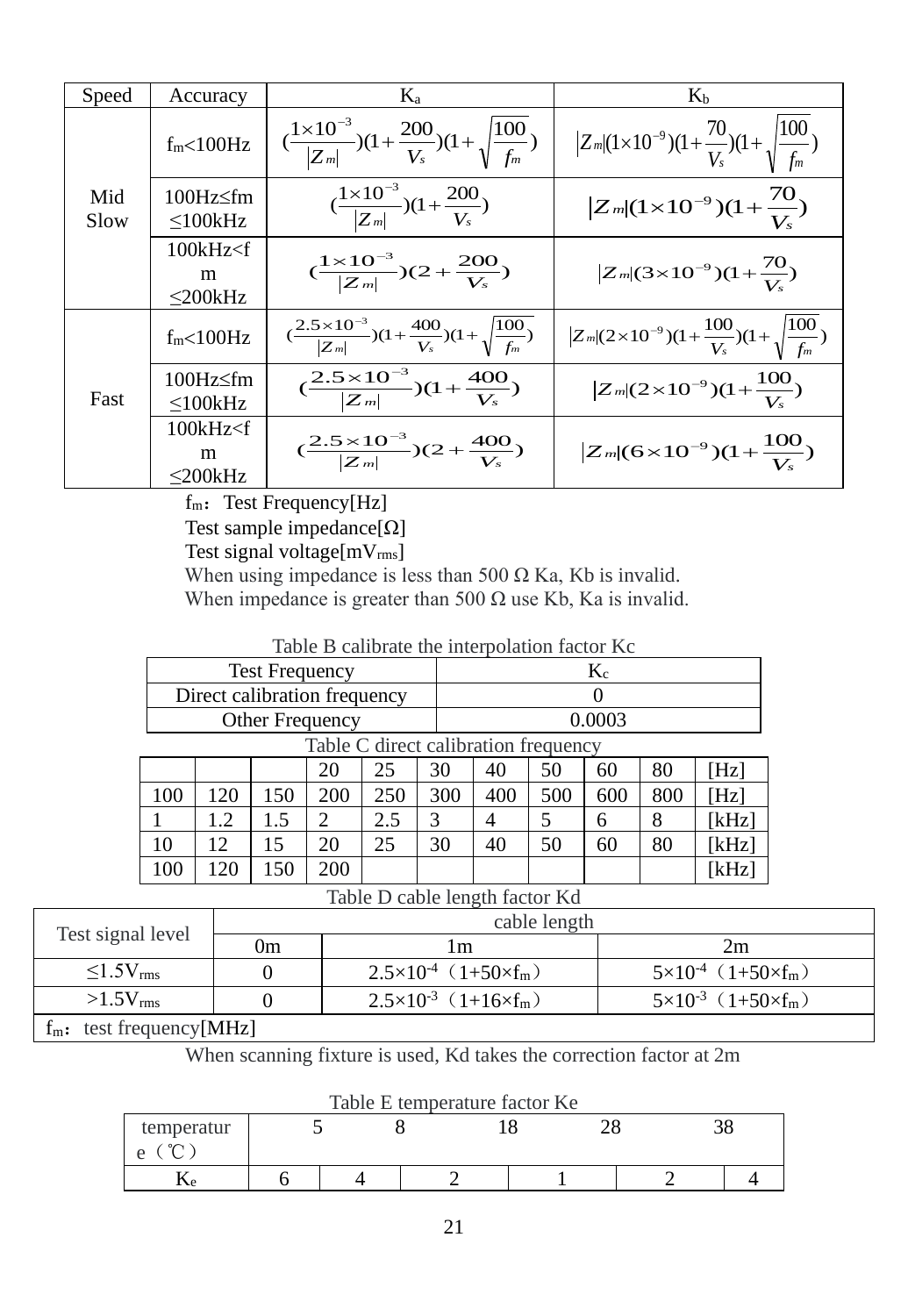| Speed | Accuracy | Ka | Kb |
|---|---|---|---|
| Mid Slow | fm<100Hz | $(\frac{1\times10^{-3}}{\|Z_m\|})(1+\frac{200}{V_s})(1+\sqrt{\frac{100}{f_m}})$ | $\|Z_m\|(1\times10^{-9})(1+\frac{70}{V_s})(1+\sqrt{\frac{100}{f_m}})$ |
| | 100Hz≤fm ≤100kHz | $(\frac{1\times10^{-3}}{\|Z_m\|})(1+\frac{200}{V_s})$ | $\|Z_m\|(1\times10^{-9})(1+\frac{70}{V_s})$ |
| | 100kHz<fm ≤200kHz | $(\frac{1\times10^{-3}}{\|Z_m\|})(2+\frac{200}{V_s})$ | $\|Z_m\|(3\times10^{-9})(1+\frac{70}{V_s})$ |
| Fast | fm<100Hz | $(\frac{2.5\times10^{-3}}{\|Z_m\|})(1+\frac{400}{V_s})(1+\sqrt{\frac{100}{f_m}})$ | $\|Z_m\|(2\times10^{-9})(1+\frac{100}{V_s})(1+\sqrt{\frac{100}{f_m}})$ |
| | 100Hz≤fm ≤100kHz | $(\frac{2.5\times10^{-3}}{\|Z_m\|})(1+\frac{400}{V_s})$ | $\|Z_m\|(2\times10^{-9})(1+\frac{100}{V_s})$ |
| | 100kHz<fm ≤200kHz | $(\frac{2.5\times10^{-3}}{\|Z_m\|})(2+\frac{400}{V_s})$ | $\|Z_m\|(6\times10^{-9})(1+\frac{100}{V_s})$ |

$f_m$：Test Frequency[Hz]

Test sample impedance[Ω]

Test signal voltage[$mV_{rms}$]

When using impedance is less than 500 Ω Ka, Kb is invalid.

When impedance is greater than 500 Ω use Kb, Ka is invalid.

Table B calibrate the interpolation factor Kc

| Test Frequency | Kc |
|---|---|
| Direct calibration frequency | 0 |
| Other Frequency | 0.0003 |

Table C direct calibration frequency

| | | | 20 | 25 | 30 | 40 | 50 | 60 | 80 | [Hz] |
|---|---|---|---|---|---|---|---|---|---|---|
| 100 | 120 | 150 | 200 | 250 | 300 | 400 | 500 | 600 | 800 | [Hz] |
| 1 | 1.2 | 1.5 | 2 | 2.5 | 3 | 4 | 5 | 6 | 8 | [kHz] |
| 10 | 12 | 15 | 20 | 25 | 30 | 40 | 50 | 60 | 80 | [kHz] |
| 100 | 120 | 150 | 200 | | | | | | | [kHz] |

Table D cable length factor Kd

| Test signal level | cable length | | |
|---|---|---|---|
| | 0m | 1m | 2m |
| ≤1.5$V_{rms}$ | 0 | $2.5\times10^{-4}$（1+50×$f_m$） | $5\times10^{-4}$（1+50×$f_m$） |
| >1.5$V_{rms}$ | 0 | $2.5\times10^{-3}$（1+16×$f_m$） | $5\times10^{-3}$（1+50×$f_m$） |
| $f_m$：test frequency[MHz] | | | |

When scanning fixture is used, Kd takes the correction factor at 2m

Table E temperature factor Ke

| temperature（℃） | 5 | 8 | 18 | 28 | 38 | |
|---|---|---|---|---|---|---|
| Ke | 6 | 4 | 2 | 1 | 2 | 4 |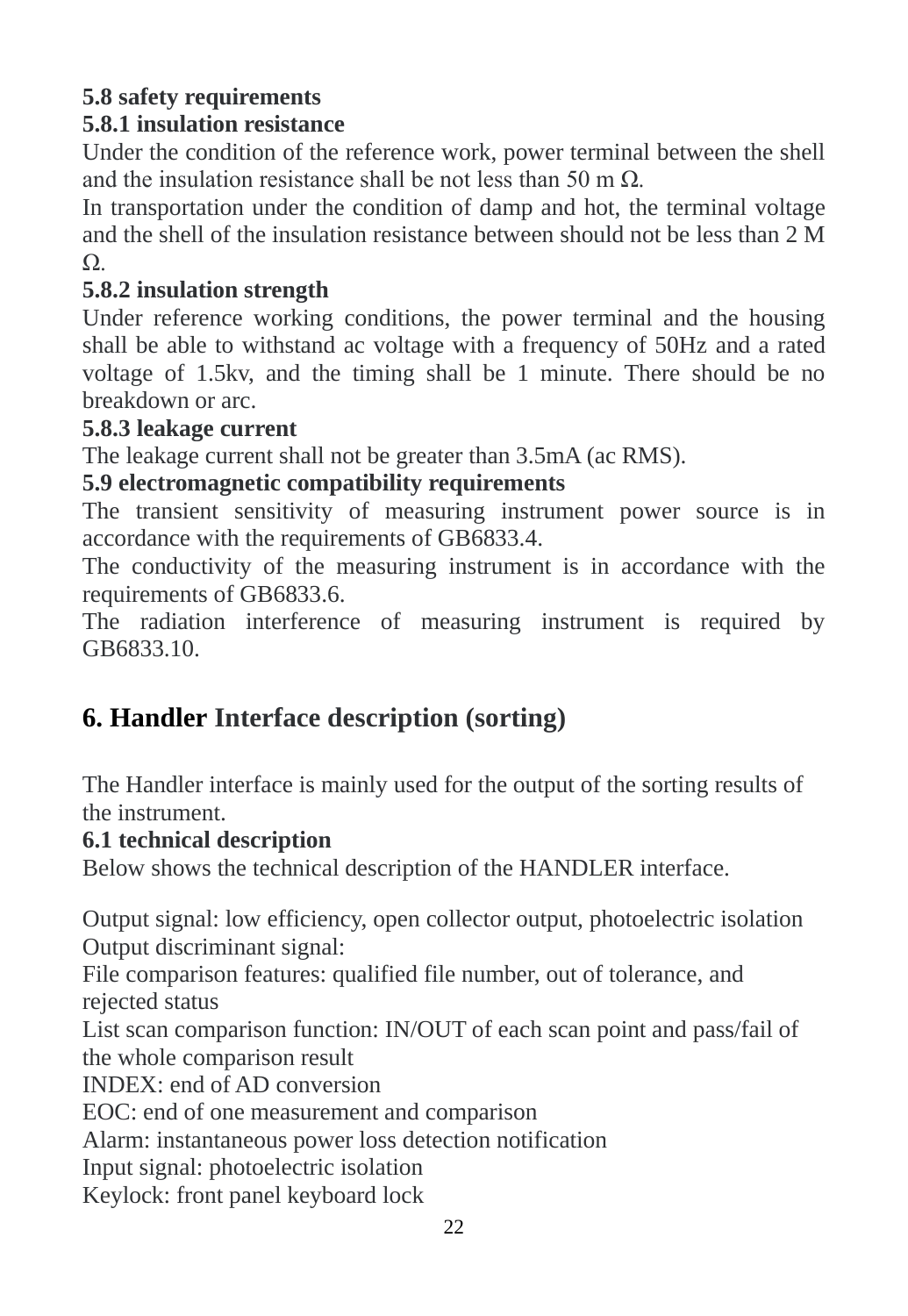**5.8 safety requirements**

**5.8.1 insulation resistance**

Under the condition of the reference work, power terminal between the shell and the insulation resistance shall be not less than 50 m Ω.

In transportation under the condition of damp and hot, the terminal voltage and the shell of the insulation resistance between should not be less than 2 M Ω.

**5.8.2 insulation strength**

Under reference working conditions, the power terminal and the housing shall be able to withstand ac voltage with a frequency of 50Hz and a rated voltage of 1.5kv, and the timing shall be 1 minute. There should be no breakdown or arc.

**5.8.3 leakage current**

The leakage current shall not be greater than 3.5mA (ac RMS).

**5.9 electromagnetic compatibility requirements**

The transient sensitivity of measuring instrument power source is in accordance with the requirements of GB6833.4.

The conductivity of the measuring instrument is in accordance with the requirements of GB6833.6.

The radiation interference of measuring instrument is required by GB6833.10.

## 6. Handler Interface description (sorting)

The Handler interface is mainly used for the output of the sorting results of the instrument.

**6.1 technical description**

Below shows the technical description of the HANDLER interface.

Output signal: low efficiency, open collector output, photoelectric isolation
Output discriminant signal:
File comparison features: qualified file number, out of tolerance, and rejected status
List scan comparison function: IN/OUT of each scan point and pass/fail of the whole comparison result
INDEX: end of AD conversion
EOC: end of one measurement and comparison
Alarm: instantaneous power loss detection notification
Input signal: photoelectric isolation
Keylock: front panel keyboard lock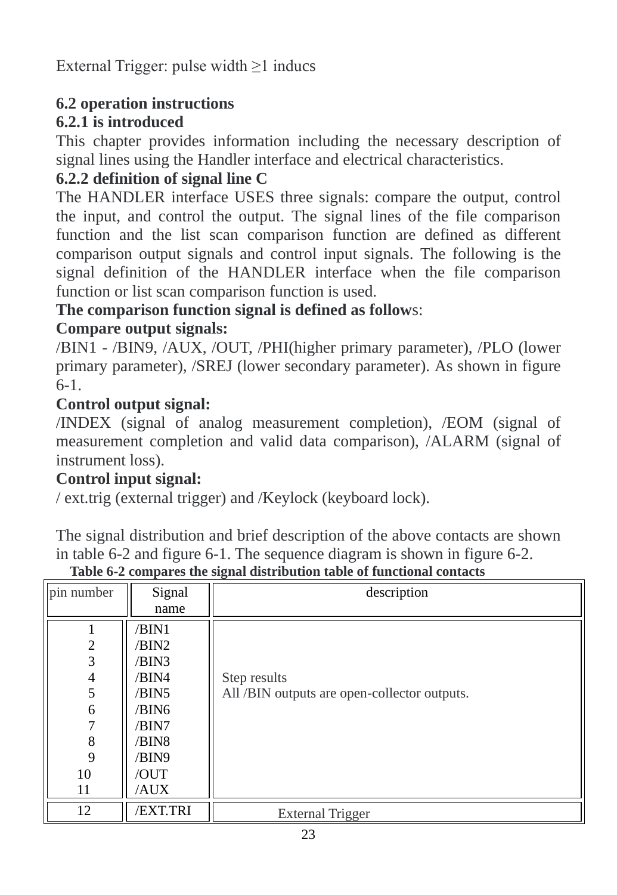External Trigger: pulse width ≥1 inducs

### 6.2 operation instructions

#### 6.2.1 is introduced

This chapter provides information including the necessary description of signal lines using the Handler interface and electrical characteristics.

#### 6.2.2 definition of signal line C

The HANDLER interface USES three signals: compare the output, control the input, and control the output. The signal lines of the file comparison function and the list scan comparison function are defined as different comparison output signals and control input signals. The following is the signal definition of the HANDLER interface when the file comparison function or list scan comparison function is used.

**The comparison function signal is defined as follow**s:

**Compare output signals:**

/BIN1 - /BIN9, /AUX, /OUT, /PHI(higher primary parameter), /PLO (lower primary parameter), /SREJ (lower secondary parameter). As shown in figure 6-1.

**Control output signal:**

/INDEX (signal of analog measurement completion), /EOM (signal of measurement completion and valid data comparison), /ALARM (signal of instrument loss).

**Control input signal:**

/ ext.trig (external trigger) and /Keylock (keyboard lock).

The signal distribution and brief description of the above contacts are shown in table 6-2 and figure 6-1. The sequence diagram is shown in figure 6-2.

**Table 6-2 compares the signal distribution table of functional contacts**

| pin number | Signal name | description |
|---|---|---|
| 1 | /BIN1 | Step results<br>All /BIN outputs are open-collector outputs. |
| 2 | /BIN2 | |
| 3 | /BIN3 | |
| 4 | /BIN4 | |
| 5 | /BIN5 | |
| 6 | /BIN6 | |
| 7 | /BIN7 | |
| 8 | /BIN8 | |
| 9 | /BIN9 | |
| 10 | /OUT | |
| 11 | /AUX | |
| 12 | /EXT.TRI | External Trigger |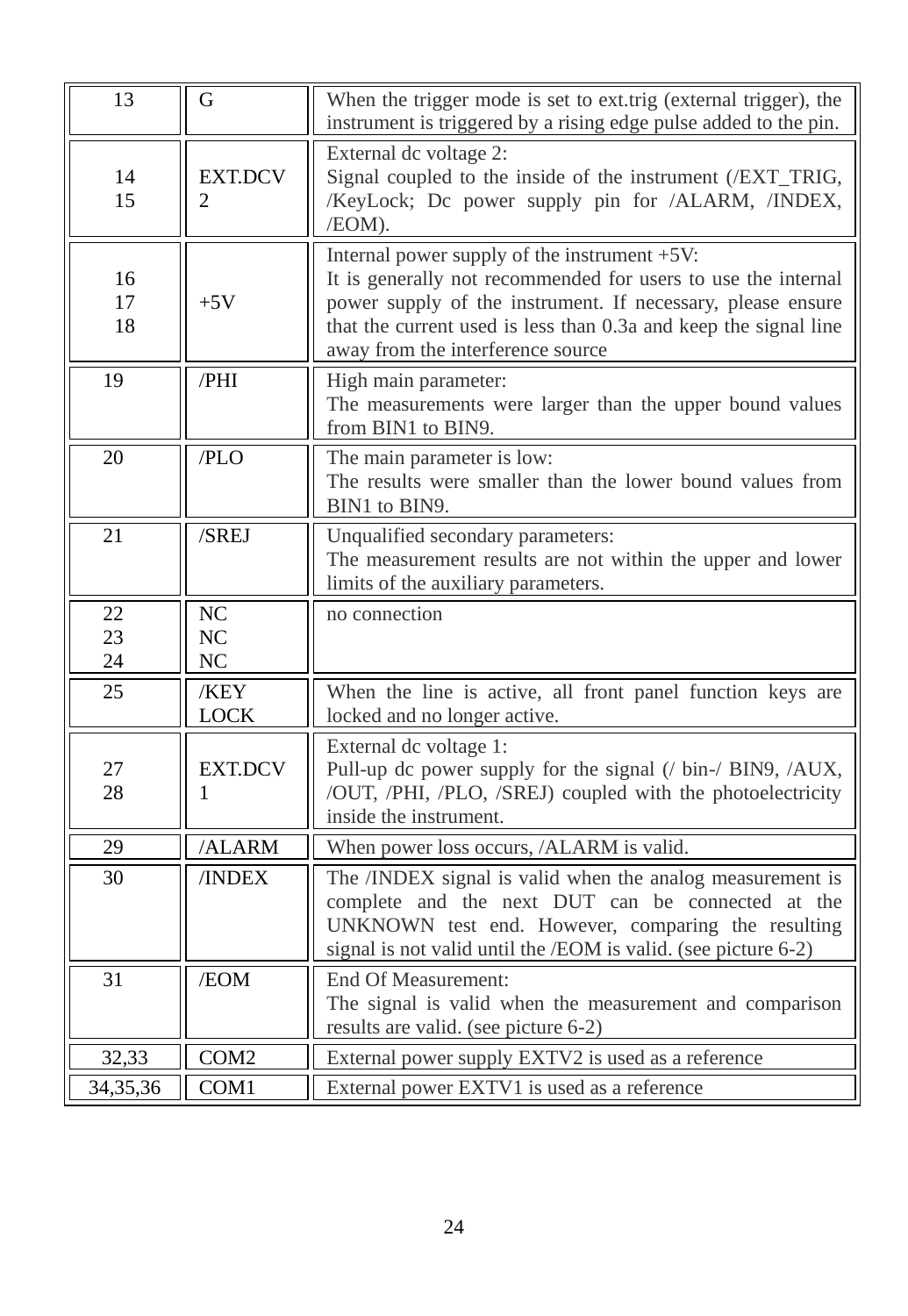| | | |
|---|---|---|
| 13 | G | When the trigger mode is set to ext.trig (external trigger), the instrument is triggered by a rising edge pulse added to the pin. |
| 14<br>15 | EXT.DCV 2 | External dc voltage 2:<br>Signal coupled to the inside of the instrument (/EXT_TRIG, /KeyLock; Dc power supply pin for /ALARM, /INDEX, /EOM). |
| 16<br>17<br>18 | +5V | Internal power supply of the instrument +5V:<br>It is generally not recommended for users to use the internal power supply of the instrument. If necessary, please ensure that the current used is less than 0.3a and keep the signal line away from the interference source |
| 19 | /PHI | High main parameter:<br>The measurements were larger than the upper bound values from BIN1 to BIN9. |
| 20 | /PLO | The main parameter is low:<br>The results were smaller than the lower bound values from BIN1 to BIN9. |
| 21 | /SREJ | Unqualified secondary parameters:<br>The measurement results are not within the upper and lower limits of the auxiliary parameters. |
| 22<br>23<br>24 | NC<br>NC<br>NC | no connection |
| 25 | /KEY LOCK | When the line is active, all front panel function keys are locked and no longer active. |
| 27<br>28 | EXT.DCV 1 | External dc voltage 1:<br>Pull-up dc power supply for the signal (/ bin-/ BIN9, /AUX, /OUT, /PHI, /PLO, /SREJ) coupled with the photoelectricity inside the instrument. |
| 29 | /ALARM | When power loss occurs, /ALARM is valid. |
| 30 | /INDEX | The /INDEX signal is valid when the analog measurement is complete and the next DUT can be connected at the UNKNOWN test end. However, comparing the resulting signal is not valid until the /EOM is valid. (see picture 6-2) |
| 31 | /EOM | End Of Measurement:<br>The signal is valid when the measurement and comparison results are valid. (see picture 6-2) |
| 32,33 | COM2 | External power supply EXTV2 is used as a reference |
| 34,35,36 | COM1 | External power EXTV1 is used as a reference |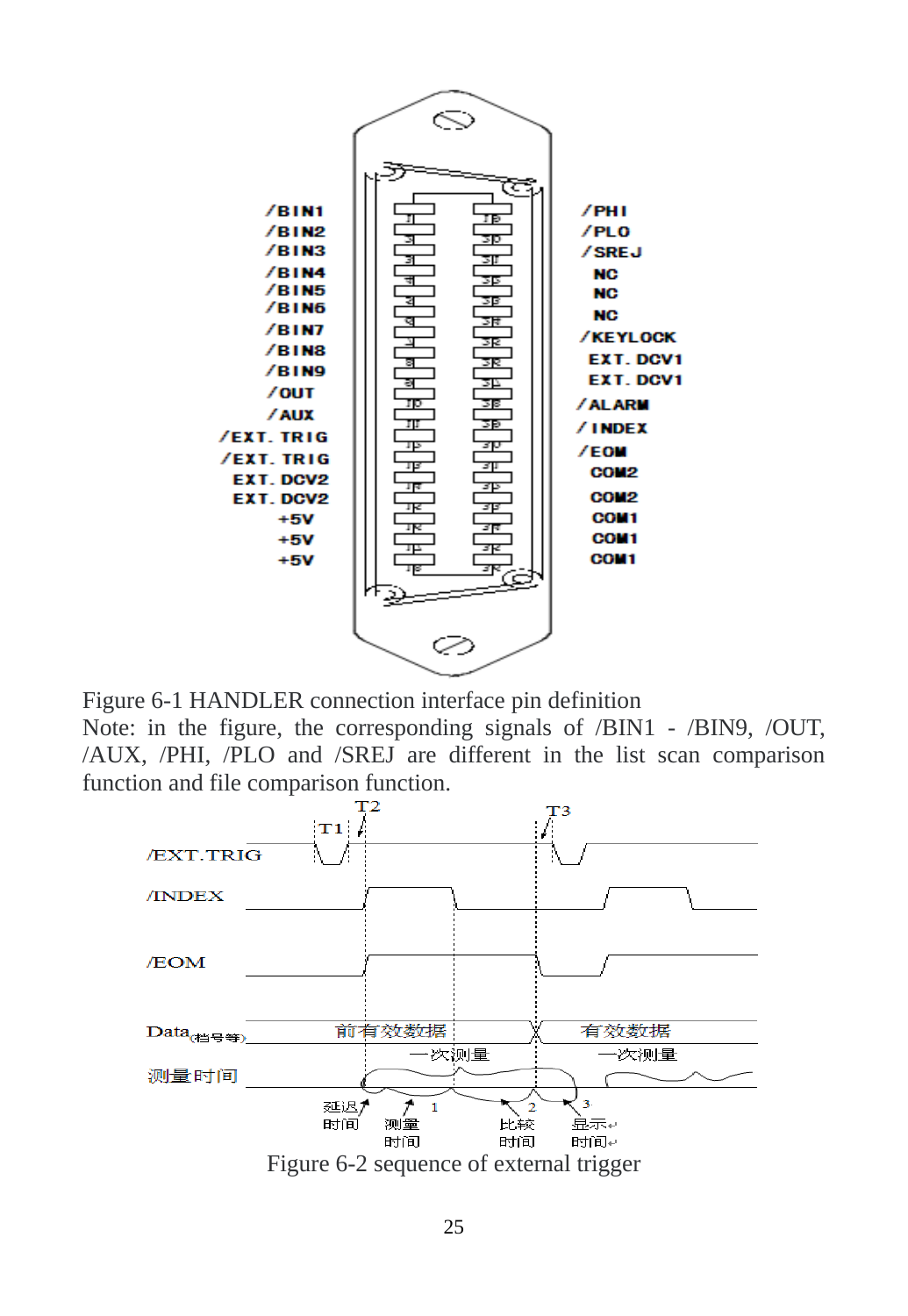/BIN1
/BIN2
/BIN3
/BIN4
/BIN5
/BIN6
/BIN7
/BIN8
/BIN9
/OUT
/AUX
/EXT. TRIG
/EXT. TRIG
EXT. DCV2
EXT. DCV2
+5V
+5V
+5V

/PHI
/PLO
/SREJ
NC
NC
NC
/KEYLOCK
EXT. DCV1
EXT. DCV1
/ALARM
/INDEX
/EOM
COM2
COM2
COM1
COM1
COM1

Figure 6-1 HANDLER connection interface pin definition

Note: in the figure, the corresponding signals of /BIN1 - /BIN9, /OUT, /AUX, /PHI, /PLO and /SREJ are different in the list scan comparison function and file comparison function.

T1 T2 T3

/EXT.TRIG

/INDEX

/EOM

Data(档号等) 前有效数据 有效数据

一次测量 一次测量

测量时间

延迟时间 测量时间 1 比较时间 2 显示时间 3

Figure 6-2 sequence of external trigger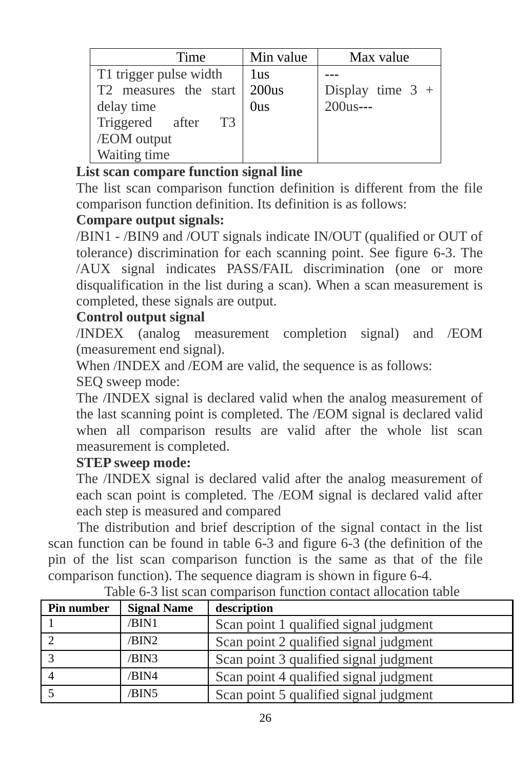| Time | Min value | Max value |
|---|---|---|
| T1 trigger pulse width<br>T2 measures the start delay time<br>Triggered after T3 /EOM output<br>Waiting time | 1us<br>200us<br>0us | ---<br>Display time 3 + 200us--- |

**List scan compare function signal line**

The list scan comparison function definition is different from the file comparison function definition. Its definition is as follows:

**Compare output signals:**

/BIN1 - /BIN9 and /OUT signals indicate IN/OUT (qualified or OUT of tolerance) discrimination for each scanning point. See figure 6-3. The /AUX signal indicates PASS/FAIL discrimination (one or more disqualification in the list during a scan). When a scan measurement is completed, these signals are output.

**Control output signal**

/INDEX (analog measurement completion signal) and /EOM (measurement end signal).

When /INDEX and /EOM are valid, the sequence is as follows:

SEQ sweep mode:

The /INDEX signal is declared valid when the analog measurement of the last scanning point is completed. The /EOM signal is declared valid when all comparison results are valid after the whole list scan measurement is completed.

**STEP sweep mode:**

The /INDEX signal is declared valid after the analog measurement of each scan point is completed. The /EOM signal is declared valid after each step is measured and compared

The distribution and brief description of the signal contact in the list scan function can be found in table 6-3 and figure 6-3 (the definition of the pin of the list scan comparison function is the same as that of the file comparison function). The sequence diagram is shown in figure 6-4.

Table 6-3 list scan comparison function contact allocation table

| **Pin number** | **Signal Name** | **description** |
|---|---|---|
| 1 | /BIN1 | Scan point 1 qualified signal judgment |
| 2 | /BIN2 | Scan point 2 qualified signal judgment |
| 3 | /BIN3 | Scan point 3 qualified signal judgment |
| 4 | /BIN4 | Scan point 4 qualified signal judgment |
| 5 | /BIN5 | Scan point 5 qualified signal judgment |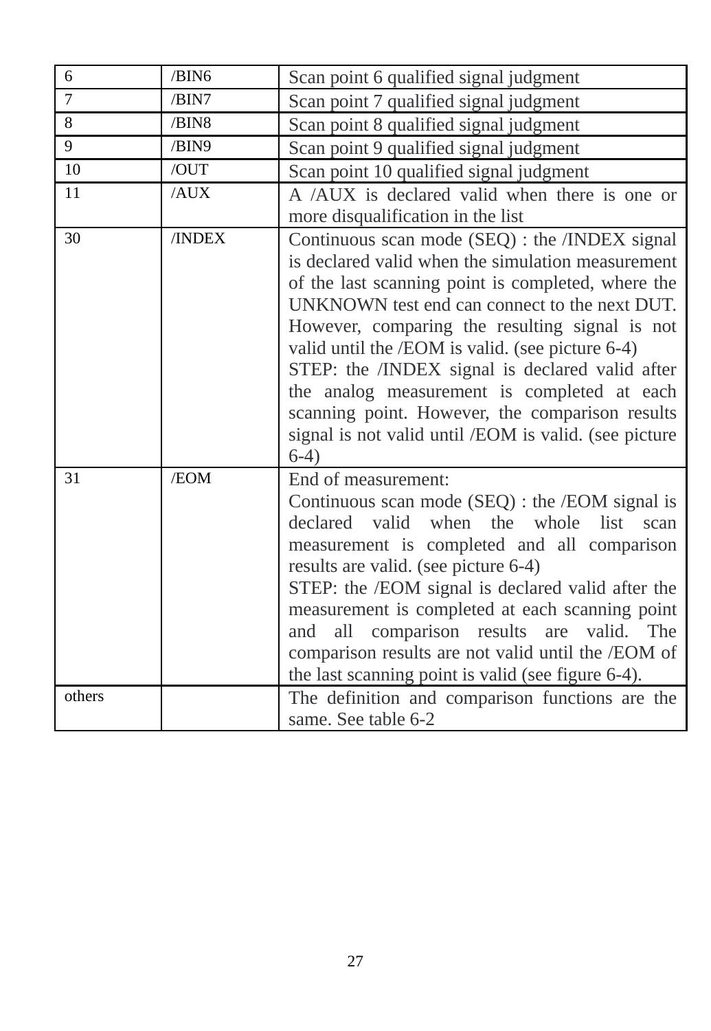| 6 | /BIN6 | Scan point 6 qualified signal judgment |
|---|---|---|
| 7 | /BIN7 | Scan point 7 qualified signal judgment |
| 8 | /BIN8 | Scan point 8 qualified signal judgment |
| 9 | /BIN9 | Scan point 9 qualified signal judgment |
| 10 | /OUT | Scan point 10 qualified signal judgment |
| 11 | /AUX | A /AUX is declared valid when there is one or more disqualification in the list |
| 30 | /INDEX | Continuous scan mode (SEQ) : the /INDEX signal is declared valid when the simulation measurement of the last scanning point is completed, where the UNKNOWN test end can connect to the next DUT. However, comparing the resulting signal is not valid until the /EOM is valid. (see picture 6-4)<br>STEP: the /INDEX signal is declared valid after the analog measurement is completed at each scanning point. However, the comparison results signal is not valid until /EOM is valid. (see picture 6-4) |
| 31 | /EOM | End of measurement:<br>Continuous scan mode (SEQ) : the /EOM signal is declared valid when the whole list scan measurement is completed and all comparison results are valid. (see picture 6-4)<br>STEP: the /EOM signal is declared valid after the measurement is completed at each scanning point and all comparison results are valid. The comparison results are not valid until the /EOM of the last scanning point is valid (see figure 6-4). |
| others | | The definition and comparison functions are the same. See table 6-2 |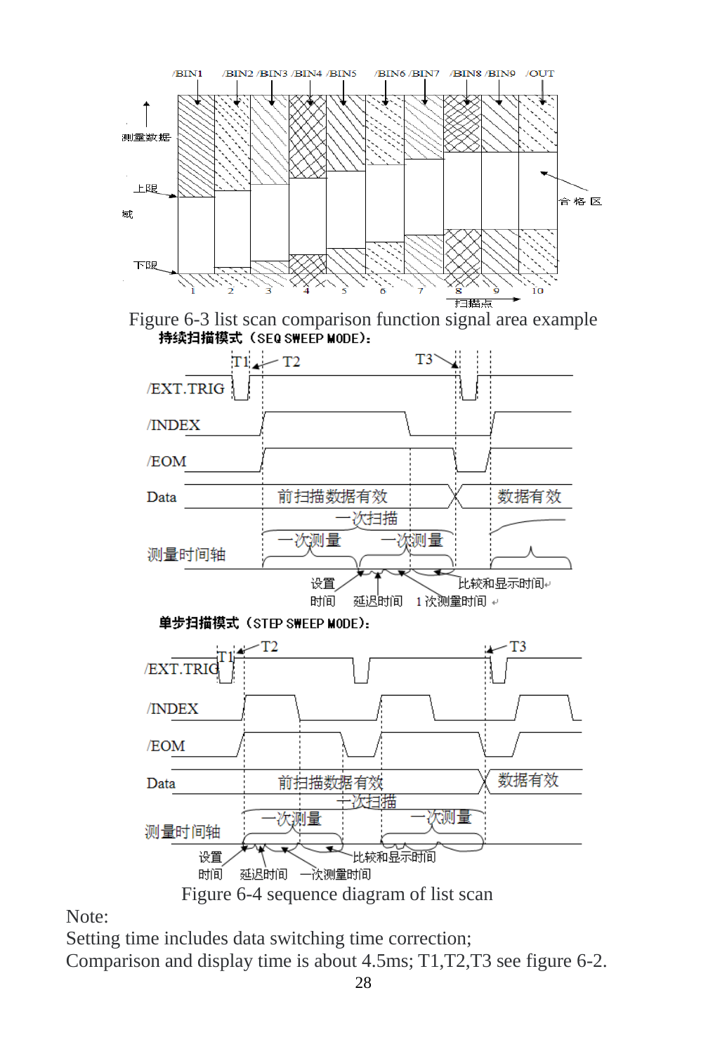Figure 6-3 list scan comparison function signal area example

Figure 6-4 sequence diagram of list scan

Note:

Setting time includes data switching time correction;

Comparison and display time is about 4.5ms; T1,T2,T3 see figure 6-2.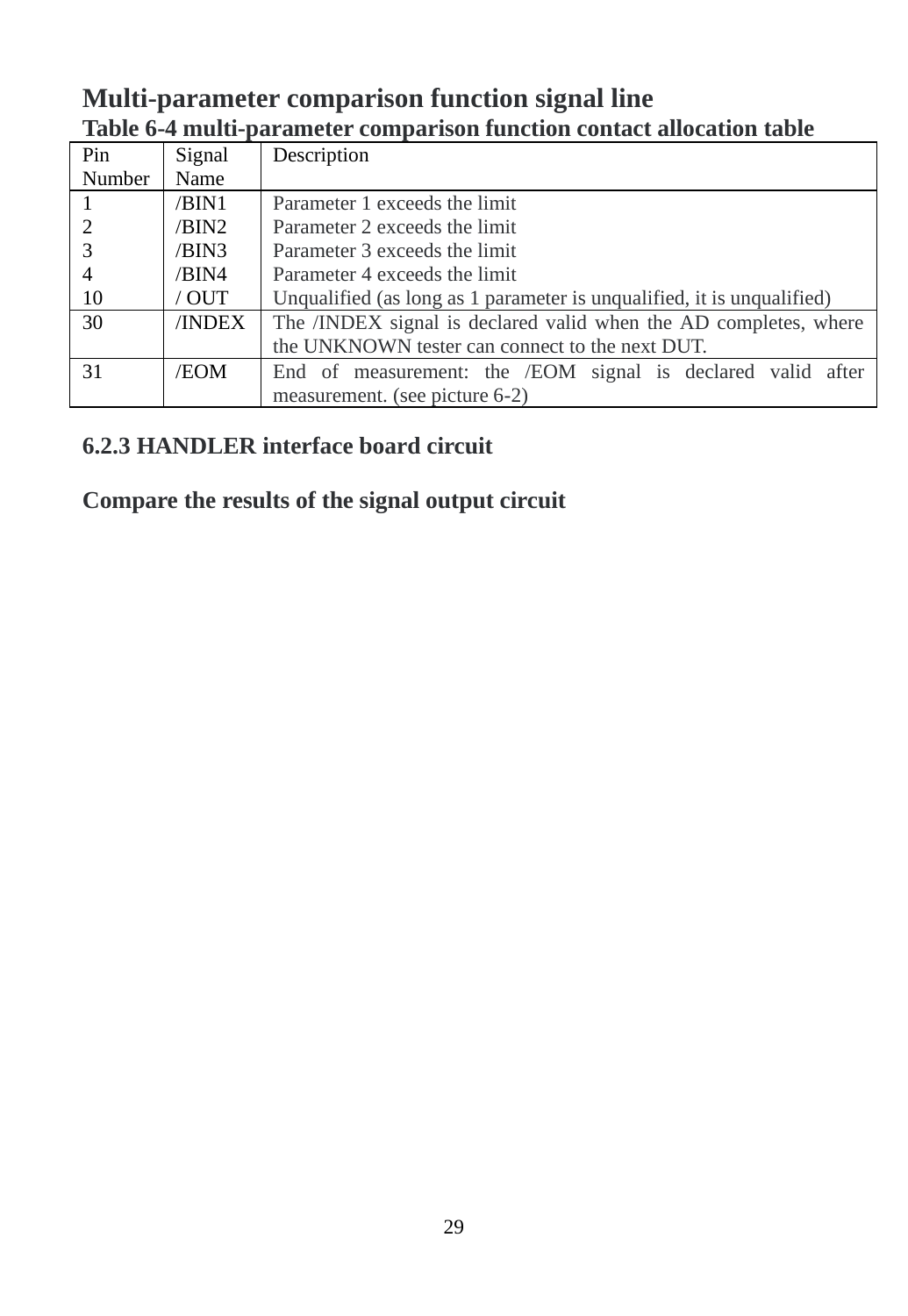## Multi-parameter comparison function signal line

**Table 6-4 multi-parameter comparison function contact allocation table**

| Pin Number | Signal Name | Description |
|---|---|---|
| 1<br>2<br>3<br>4<br>10 | /BIN1<br>/BIN2<br>/BIN3<br>/BIN4<br>/ OUT | Parameter 1 exceeds the limit<br>Parameter 2 exceeds the limit<br>Parameter 3 exceeds the limit<br>Parameter 4 exceeds the limit<br>Unqualified (as long as 1 parameter is unqualified, it is unqualified) |
| 30 | /INDEX | The /INDEX signal is declared valid when the AD completes, where the UNKNOWN tester can connect to the next DUT. |
| 31 | /EOM | End of measurement: the /EOM signal is declared valid after measurement. (see picture 6-2) |

### 6.2.3 HANDLER interface board circuit

**Compare the results of the signal output circuit**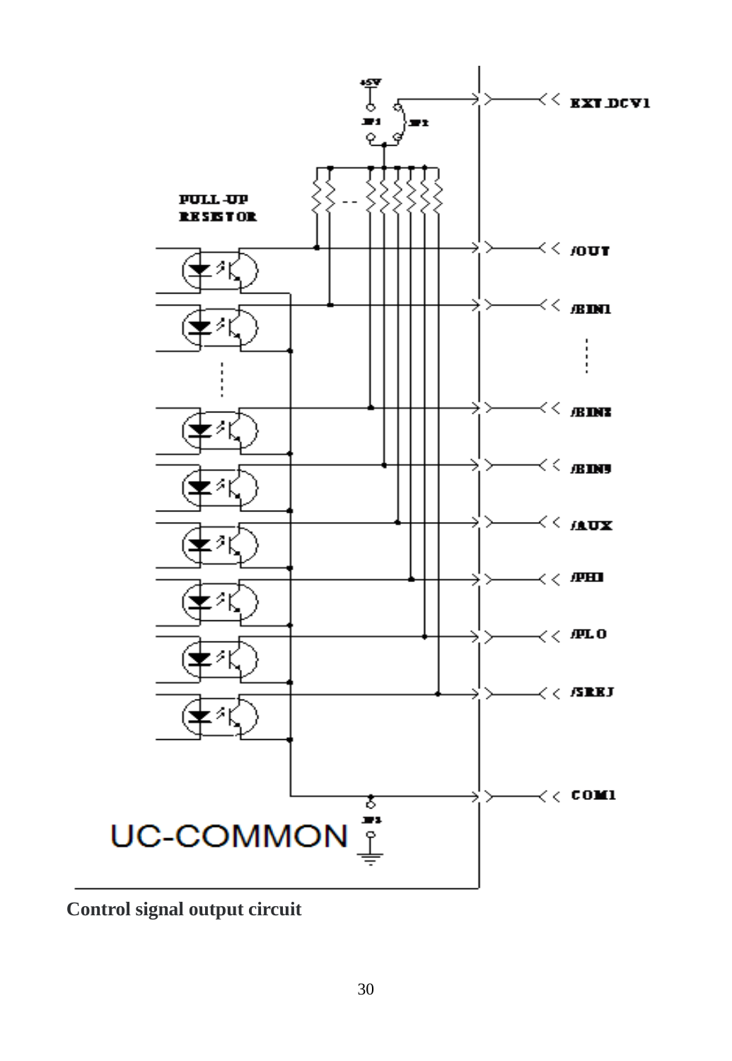Control signal output circuit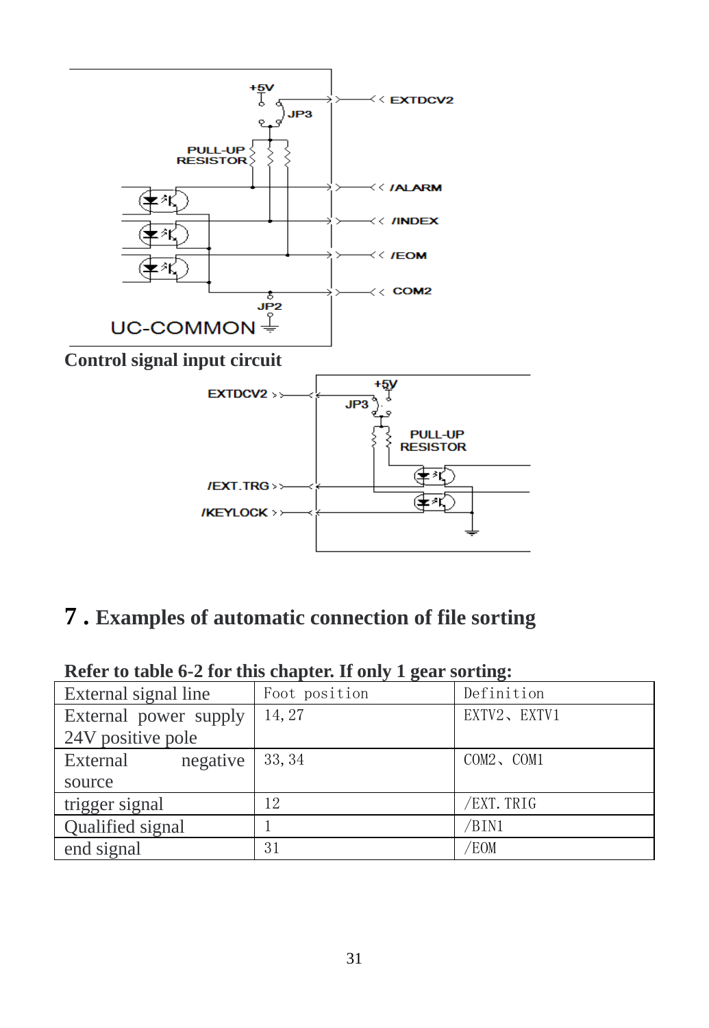Control signal input circuit

## 7 . Examples of automatic connection of file sorting

**Refer to table 6-2 for this chapter. If only 1 gear sorting:**

| External signal line | Foot position | Definition |
|---|---|---|
| External power supply 24V positive pole | 14, 27 | EXTV2、EXTV1 |
| External negative source | 33, 34 | COM2、COM1 |
| trigger signal | 12 | /EXT.TRIG |
| Qualified signal | 1 | /BIN1 |
| end signal | 31 | /EOM |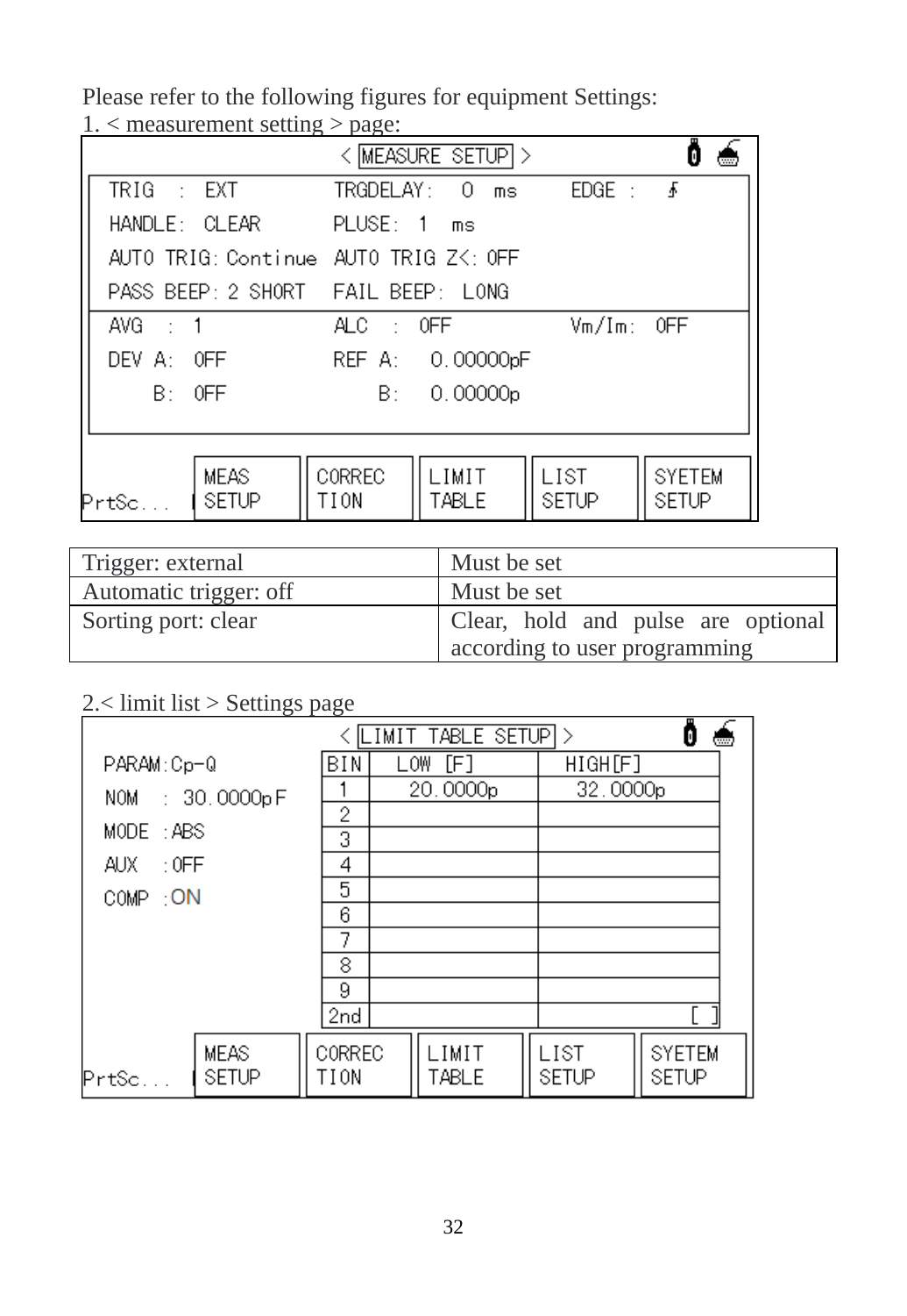Please refer to the following figures for equipment Settings:

1. < measurement setting > page:

```
< MEASURE SETUP >
TRIG      : EXT           TRGDELAY:  0  ms       EDGE :
HANDLE:  CLEAR            PLUSE:  1  ms
AUTO TRIG: Continue       AUTO TRIG Z<: OFF
PASS BEEP: 2 SHORT        FAIL BEEP:  LONG

AVG    :  1               ALC   :  OFF           Vm/Im:  OFF
DEV A:   OFF              REF A:   0.00000pF
    B:   OFF                  B:   0.00000p

PrtSc...  MEAS SETUP | CORREC TION | LIMIT TABLE | LIST SETUP | SYETEM SETUP
```

| Trigger: external | Must be set |
|---|---|
| Automatic trigger: off | Must be set |
| Sorting port: clear | Clear, hold and pulse are optional according to user programming |

2.< limit list > Settings page

```
< LIMIT TABLE SETUP >
PARAM:Cp-Q
NOM   :  30.0000pF
MODE  :ABS
AUX   :OFF
COMP  :ON

BIN | LOW [F]   | HIGH[F]
1   | 20.0000p  | 32.0000p
2   |           |
3   |           |
4   |           |
5   |           |
6   |           |
7   |           |
8   |           |
9   |           |
2nd |           | [ ]

PrtSc...  MEAS SETUP | CORREC TION | LIMIT TABLE | LIST SETUP | SYETEM SETUP
```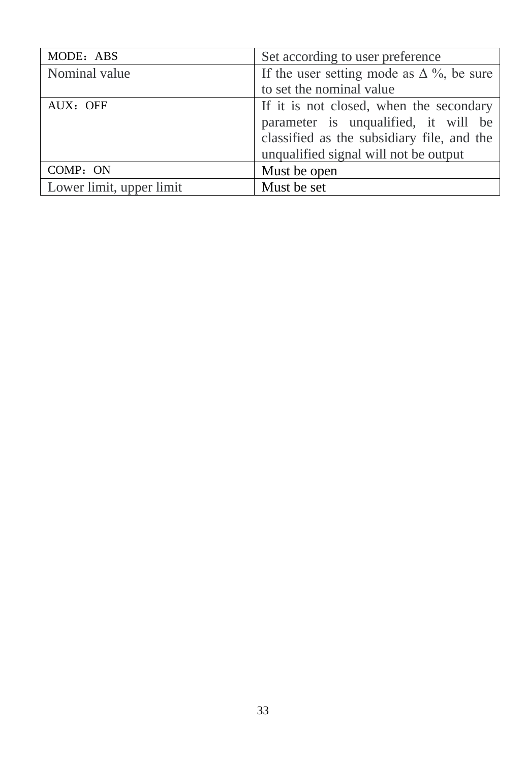| | |
|---|---|
| MODE：ABS | Set according to user preference |
| Nominal value | If the user setting mode as Δ %, be sure to set the nominal value |
| AUX：OFF | If it is not closed, when the secondary parameter is unqualified, it will be classified as the subsidiary file, and the unqualified signal will not be output |
| COMP：ON | Must be open |
| Lower limit, upper limit | Must be set |